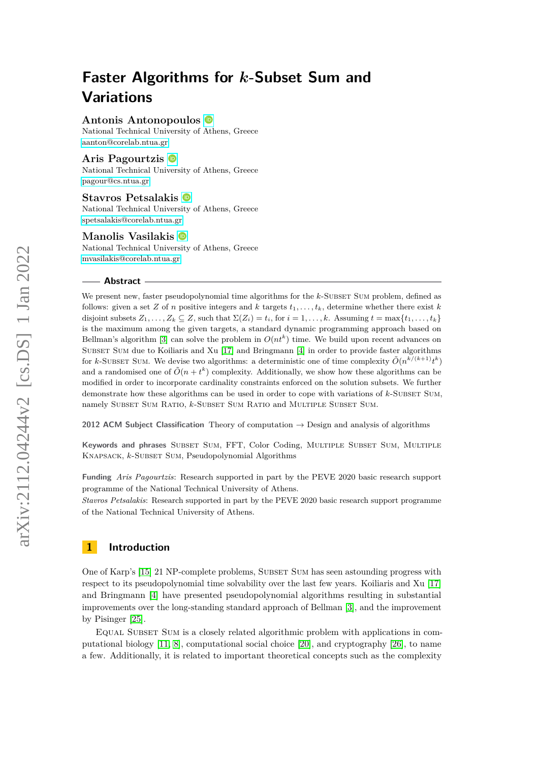# Faster Algorithms for $k$-Subset Sum and Variations

**Antonis Antonopoulos**
National Technical University of Athens, Greece
aanton@corelab.ntua.gr

**Aris Pagourtzis**
National Technical University of Athens, Greece
pagour@cs.ntua.gr

**Stavros Petsalakis**
National Technical University of Athens, Greece
spetsalakis@corelab.ntua.gr

**Manolis Vasilakis**
National Technical University of Athens, Greece
mvasilakis@corelab.ntua.gr

## Abstract

We present new, faster pseudopolynomial time algorithms for the $k$-Subset Sum problem, defined as follows: given a set $Z$ of $n$ positive integers and $k$ targets $t_1, \ldots, t_k$, determine whether there exist $k$ disjoint subsets $Z_1, \ldots, Z_k \subseteq Z$, such that $\Sigma(Z_i) = t_i$, for $i = 1, \ldots, k$. Assuming $t = \max\{t_1, \ldots, t_k\}$ is the maximum among the given targets, a standard dynamic programming approach based on Bellman's algorithm [3] can solve the problem in $O(nt^k)$ time. We build upon recent advances on Subset Sum due to Koiliaris and Xu [17] and Bringmann [4] in order to provide faster algorithms for $k$-Subset Sum. We devise two algorithms: a deterministic one of time complexity $\tilde{O}(n^{k/(k+1)}t^k)$ and a randomised one of $\tilde{O}(n + t^k)$ complexity. Additionally, we show how these algorithms can be modified in order to incorporate cardinality constraints enforced on the solution subsets. We further demonstrate how these algorithms can be used in order to cope with variations of $k$-Subset Sum, namely Subset Sum Ratio, $k$-Subset Sum Ratio and Multiple Subset Sum.

**2012 ACM Subject Classification** Theory of computation → Design and analysis of algorithms

**Keywords and phrases** Subset Sum, FFT, Color Coding, Multiple Subset Sum, Multiple Knapsack, $k$-Subset Sum, Pseudopolynomial Algorithms

**Funding** *Aris Pagourtzis*: Research supported in part by the PEVE 2020 basic research support programme of the National Technical University of Athens.
*Stavros Petsalakis*: Research supported in part by the PEVE 2020 basic research support programme of the National Technical University of Athens.

## 1 Introduction

One of Karp's [15] 21 NP-complete problems, Subset Sum has seen astounding progress with respect to its pseudopolynomial time solvability over the last few years. Koiliaris and Xu [17] and Bringmann [4] have presented pseudopolynomial algorithms resulting in substantial improvements over the long-standing standard approach of Bellman [3], and the improvement by Pisinger [25].

Equal Subset Sum is a closely related algorithmic problem with applications in computational biology [11, 8], computational social choice [20], and cryptography [26], to name a few. Additionally, it is related to important theoretical concepts such as the complexity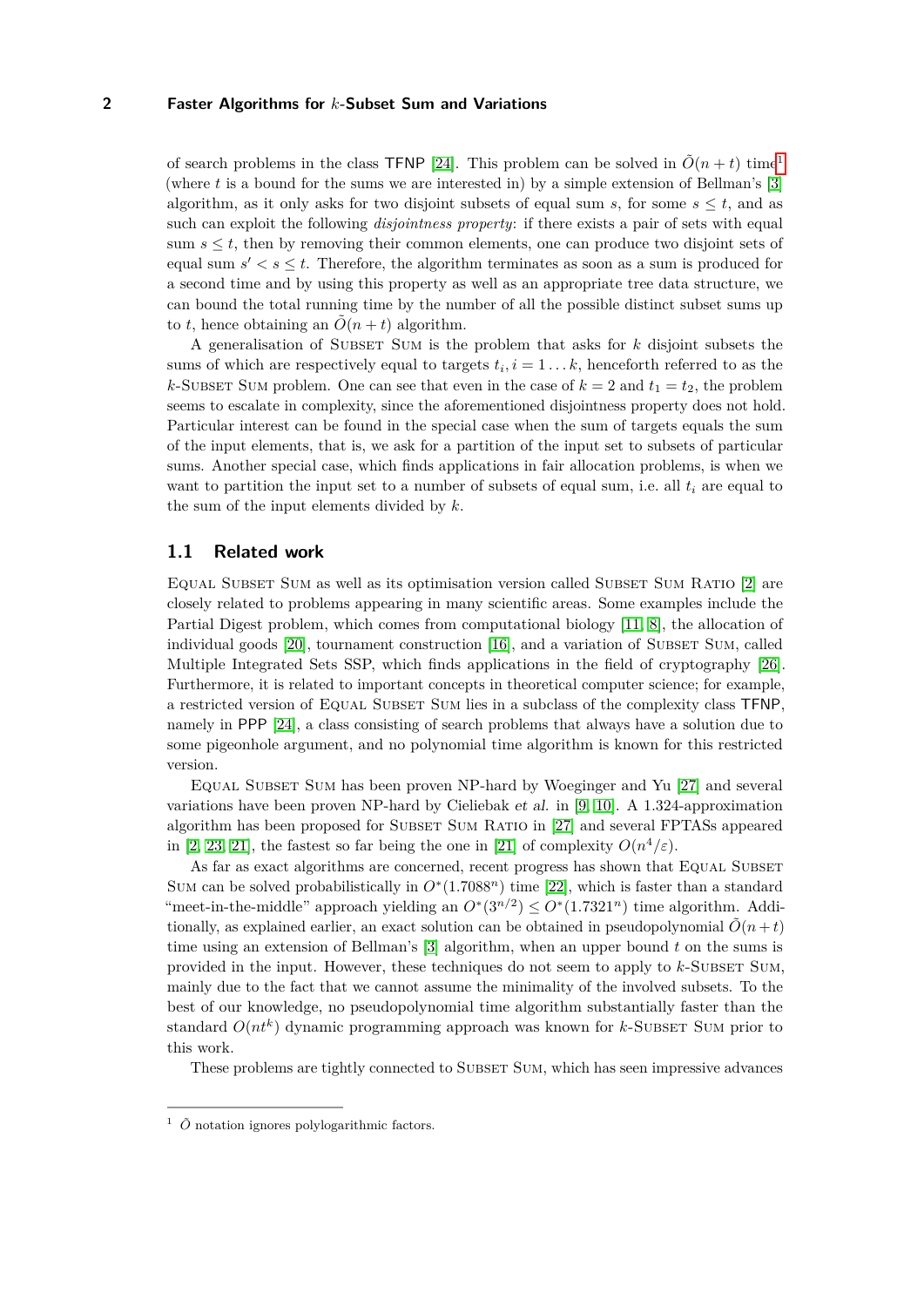of search problems in the class TFNP [24]. This problem can be solved in $\tilde{O}(n+t)$ time[1] (where $t$ is a bound for the sums we are interested in) by a simple extension of Bellman's [3] algorithm, as it only asks for two disjoint subsets of equal sum $s$, for some $s \le t$, and as such can exploit the following *disjointness property*: if there exists a pair of sets with equal sum $s \le t$, then by removing their common elements, one can produce two disjoint sets of equal sum $s' < s \le t$. Therefore, the algorithm terminates as soon as a sum is produced for a second time and by using this property as well as an appropriate tree data structure, we can bound the total running time by the number of all the possible distinct subset sums up to $t$, hence obtaining an $\tilde{O}(n+t)$ algorithm.

A generalisation of Subset Sum is the problem that asks for $k$ disjoint subsets the sums of which are respectively equal to targets $t_i, i = 1 \dots k$, henceforth referred to as the $k$-Subset Sum problem. One can see that even in the case of $k = 2$ and $t_1 = t_2$, the problem seems to escalate in complexity, since the aforementioned disjointness property does not hold. Particular interest can be found in the special case when the sum of targets equals the sum of the input elements, that is, we ask for a partition of the input set to subsets of particular sums. Another special case, which finds applications in fair allocation problems, is when we want to partition the input set to a number of subsets of equal sum, i.e. all $t_i$ are equal to the sum of the input elements divided by $k$.

## 1.1 Related work

Equal Subset Sum as well as its optimisation version called Subset Sum Ratio [2] are closely related to problems appearing in many scientific areas. Some examples include the Partial Digest problem, which comes from computational biology [11, 8], the allocation of individual goods [20], tournament construction [16], and a variation of Subset Sum, called Multiple Integrated Sets SSP, which finds applications in the field of cryptography [26]. Furthermore, it is related to important concepts in theoretical computer science; for example, a restricted version of Equal Subset Sum lies in a subclass of the complexity class TFNP, namely in PPP [24], a class consisting of search problems that always have a solution due to some pigeonhole argument, and no polynomial time algorithm is known for this restricted version.

Equal Subset Sum has been proven NP-hard by Woeginger and Yu [27] and several variations have been proven NP-hard by Cieliebak *et al.* in [9, 10]. A 1.324-approximation algorithm has been proposed for Subset Sum Ratio in [27] and several FPTASs appeared in [2, 23, 21], the fastest so far being the one in [21] of complexity $O(n^4/\varepsilon)$.

As far as exact algorithms are concerned, recent progress has shown that Equal Subset Sum can be solved probabilistically in $O^*(1.7088^n)$ time [22], which is faster than a standard "meet-in-the-middle" approach yielding an $O^*(3^{n/2}) \le O^*(1.7321^n)$ time algorithm. Additionally, as explained earlier, an exact solution can be obtained in pseudopolynomial $\tilde{O}(n+t)$ time using an extension of Bellman's [3] algorithm, when an upper bound $t$ on the sums is provided in the input. However, these techniques do not seem to apply to $k$-Subset Sum, mainly due to the fact that we cannot assume the minimality of the involved subsets. To the best of our knowledge, no pseudopolynomial time algorithm substantially faster than the standard $O(nt^k)$ dynamic programming approach was known for $k$-Subset Sum prior to this work.

These problems are tightly connected to Subset Sum, which has seen impressive advances

[1] $\tilde{O}$ notation ignores polylogarithmic factors.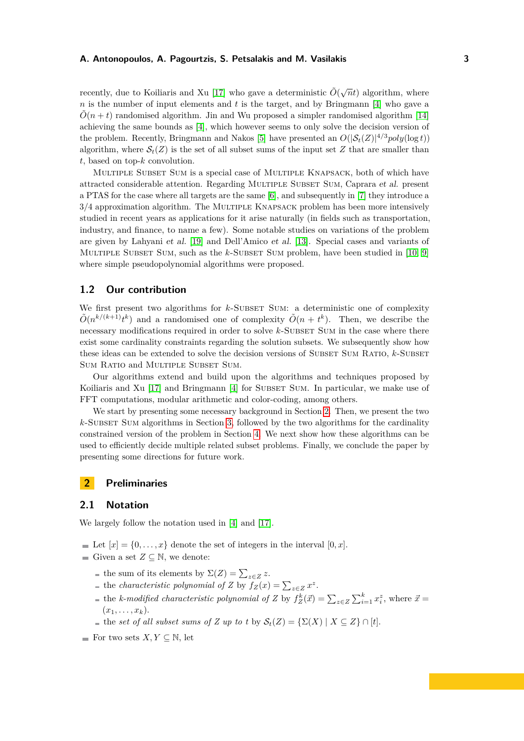recently, due to Koiliaris and Xu [17] who gave a deterministic $\tilde{O}(\sqrt{n}t)$ algorithm, where $n$ is the number of input elements and $t$ is the target, and by Bringmann [4] who gave a $\tilde{O}(n+t)$ randomised algorithm. Jin and Wu proposed a simpler randomised algorithm [14] achieving the same bounds as [4], which however seems to only solve the decision version of the problem. Recently, Bringmann and Nakos [5] have presented an $O(|\mathcal{S}_t(Z)|^{4/3} poly(\log t))$ algorithm, where $\mathcal{S}_t(Z)$ is the set of all subset sums of the input set $Z$ that are smaller than $t$, based on top-$k$ convolution.

Multiple Subset Sum is a special case of Multiple Knapsack, both of which have attracted considerable attention. Regarding Multiple Subset Sum, Caprara *et al.* present a PTAS for the case where all targets are the same [6], and subsequently in [7] they introduce a 3/4 approximation algorithm. The Multiple Knapsack problem has been more intensively studied in recent years as applications for it arise naturally (in fields such as transportation, industry, and finance, to name a few). Some notable studies on variations of the problem are given by Lahyani *et al.* [19] and Dell'Amico *et al.* [13]. Special cases and variants of Multiple Subset Sum, such as the $k$-Subset Sum problem, have been studied in [10, 9] where simple pseudopolynomial algorithms were proposed.

## 1.2 Our contribution

We first present two algorithms for $k$-Subset Sum: a deterministic one of complexity $\tilde{O}(n^{k/(k+1)}t^k)$ and a randomised one of complexity $\tilde{O}(n+t^k)$. Then, we describe the necessary modifications required in order to solve $k$-Subset Sum in the case where there exist some cardinality constraints regarding the solution subsets. We subsequently show how these ideas can be extended to solve the decision versions of Subset Sum Ratio, $k$-Subset Sum Ratio and Multiple Subset Sum.

Our algorithms extend and build upon the algorithms and techniques proposed by Koiliaris and Xu [17] and Bringmann [4] for Subset Sum. In particular, we make use of FFT computations, modular arithmetic and color-coding, among others.

We start by presenting some necessary background in Section 2. Then, we present the two $k$-Subset Sum algorithms in Section 3, followed by the two algorithms for the cardinality constrained version of the problem in Section 4. We next show how these algorithms can be used to efficiently decide multiple related subset problems. Finally, we conclude the paper by presenting some directions for future work.

# 2 Preliminaries

## 2.1 Notation

We largely follow the notation used in [4] and [17].

- Let $[x] = \{0, \ldots, x\}$ denote the set of integers in the interval $[0, x]$.
- Given a set $Z \subseteq \mathbb{N}$, we denote:
  - the sum of its elements by $\Sigma(Z) = \sum_{z \in Z} z$.
  - the *characteristic polynomial of* $Z$ by $f_Z(x) = \sum_{z \in Z} x^z$.
  - the *$k$-modified characteristic polynomial of* $Z$ by $f_Z^k(\vec{x}) = \sum_{z\in Z} \sum_{i=1}^{k} x_i^z$, where $\vec{x} = (x_1, \ldots, x_k)$.
  - the *set of all subset sums of* $Z$ *up to* $t$ by $\mathcal{S}_t(Z) = \{\Sigma(X) \mid X \subseteq Z\} \cap [t]$.
- For two sets $X, Y \subseteq \mathbb{N}$, let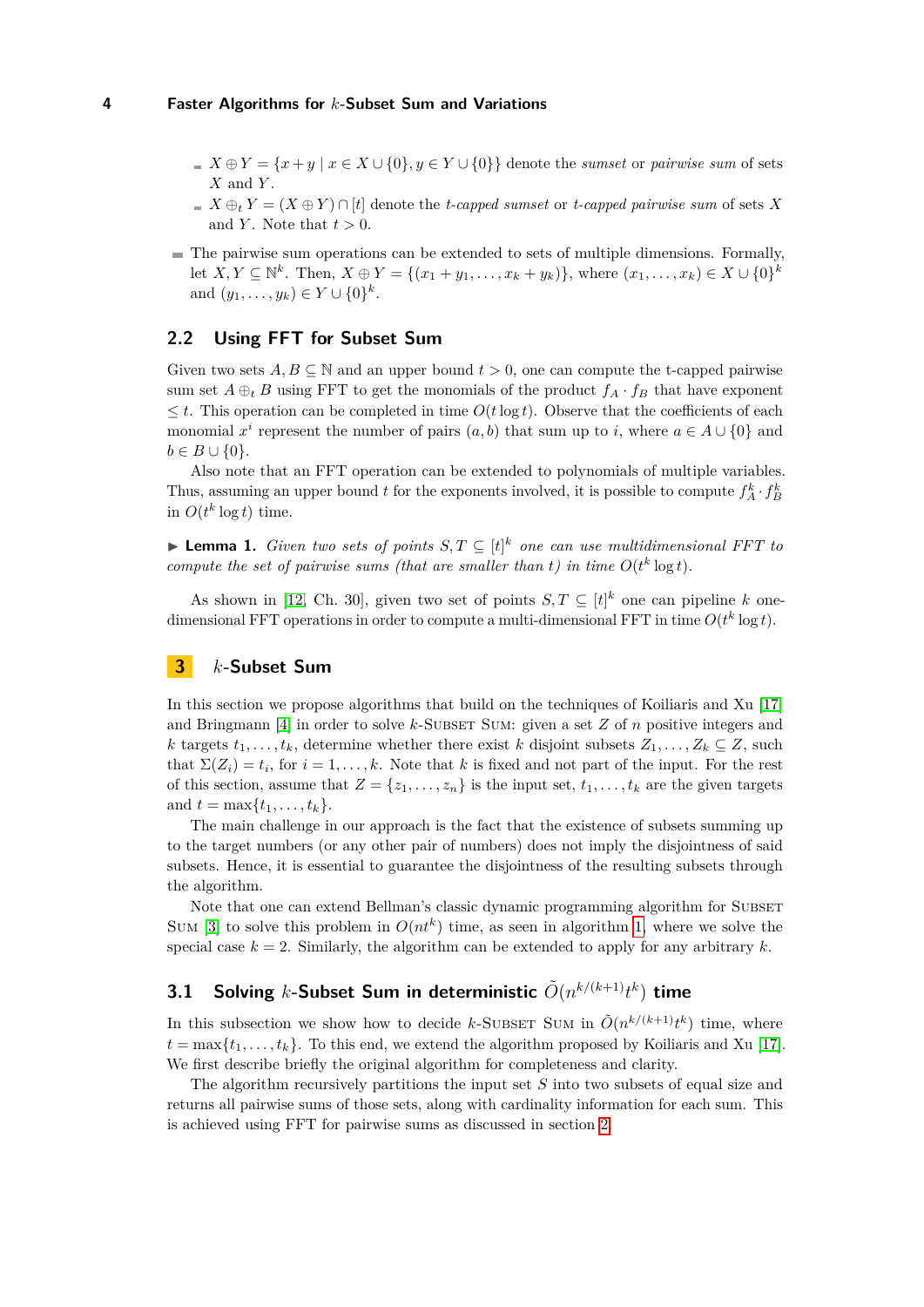- $X \oplus Y = \{x + y \mid x \in X \cup \{0\}, y \in Y \cup \{0\}\}$ denote the *sumset* or *pairwise sum* of sets $X$ and $Y$.
- $X \oplus_t Y = (X \oplus Y) \cap [t]$ denote the *t-capped sumset* or *t-capped pairwise sum* of sets $X$ and $Y$. Note that $t > 0$.

- The pairwise sum operations can be extended to sets of multiple dimensions. Formally, let $X, Y \subseteq \mathbb{N}^k$. Then, $X \oplus Y = \{(x_1 + y_1, \ldots, x_k + y_k)\}$, where $(x_1, \ldots, x_k) \in X \cup \{0\}^k$ and $(y_1, \ldots, y_k) \in Y \cup \{0\}^k$.

## 2.2 Using FFT for Subset Sum

Given two sets $A, B \subseteq \mathbb{N}$ and an upper bound $t > 0$, one can compute the t-capped pairwise sum set $A \oplus_t B$ using FFT to get the monomials of the product $f_A \cdot f_B$ that have exponent $\leq t$. This operation can be completed in time $O(t \log t)$. Observe that the coefficients of each monomial $x^i$ represent the number of pairs $(a, b)$ that sum up to $i$, where $a \in A \cup \{0\}$ and $b \in B \cup \{0\}$.

Also note that an FFT operation can be extended to polynomials of multiple variables. Thus, assuming an upper bound $t$ for the exponents involved, it is possible to compute $f_A^k \cdot f_B^k$ in $O(t^k \log t)$ time.

▶ **Lemma 1.** *Given two sets of points $S, T \subseteq [t]^k$ one can use multidimensional FFT to compute the set of pairwise sums (that are smaller than $t$) in time $O(t^k \log t)$.*

As shown in [12, Ch. 30], given two set of points $S, T \subseteq [t]^k$ one can pipeline $k$ one-dimensional FFT operations in order to compute a multi-dimensional FFT in time $O(t^k \log t)$.

# 3 $k$-Subset Sum

In this section we propose algorithms that build on the techniques of Koiliaris and Xu [17] and Bringmann [4] in order to solve $k$-Subset Sum: given a set $Z$ of $n$ positive integers and $k$ targets $t_1, \ldots, t_k$, determine whether there exist $k$ disjoint subsets $Z_1, \ldots, Z_k \subseteq Z$, such that $\Sigma(Z_i) = t_i$, for $i = 1, \ldots, k$. Note that $k$ is fixed and not part of the input. For the rest of this section, assume that $Z = \{z_1, \ldots, z_n\}$ is the input set, $t_1, \ldots, t_k$ are the given targets and $t = \max\{t_1, \ldots, t_k\}$.

The main challenge in our approach is the fact that the existence of subsets summing up to the target numbers (or any other pair of numbers) does not imply the disjointness of said subsets. Hence, it is essential to guarantee the disjointness of the resulting subsets through the algorithm.

Note that one can extend Bellman's classic dynamic programming algorithm for Subset Sum [3] to solve this problem in $O(nt^k)$ time, as seen in algorithm 1, where we solve the special case $k = 2$. Similarly, the algorithm can be extended to apply for any arbitrary $k$.

## 3.1 Solving $k$-Subset Sum in deterministic $\tilde{O}(n^{k/(k+1)} t^k)$ time

In this subsection we show how to decide $k$-Subset Sum in $\tilde{O}(n^{k/(k+1)} t^k)$ time, where $t = \max\{t_1, \ldots, t_k\}$. To this end, we extend the algorithm proposed by Koiliaris and Xu [17]. We first describe briefly the original algorithm for completeness and clarity.

The algorithm recursively partitions the input set $S$ into two subsets of equal size and returns all pairwise sums of those sets, along with cardinality information for each sum. This is achieved using FFT for pairwise sums as discussed in section 2.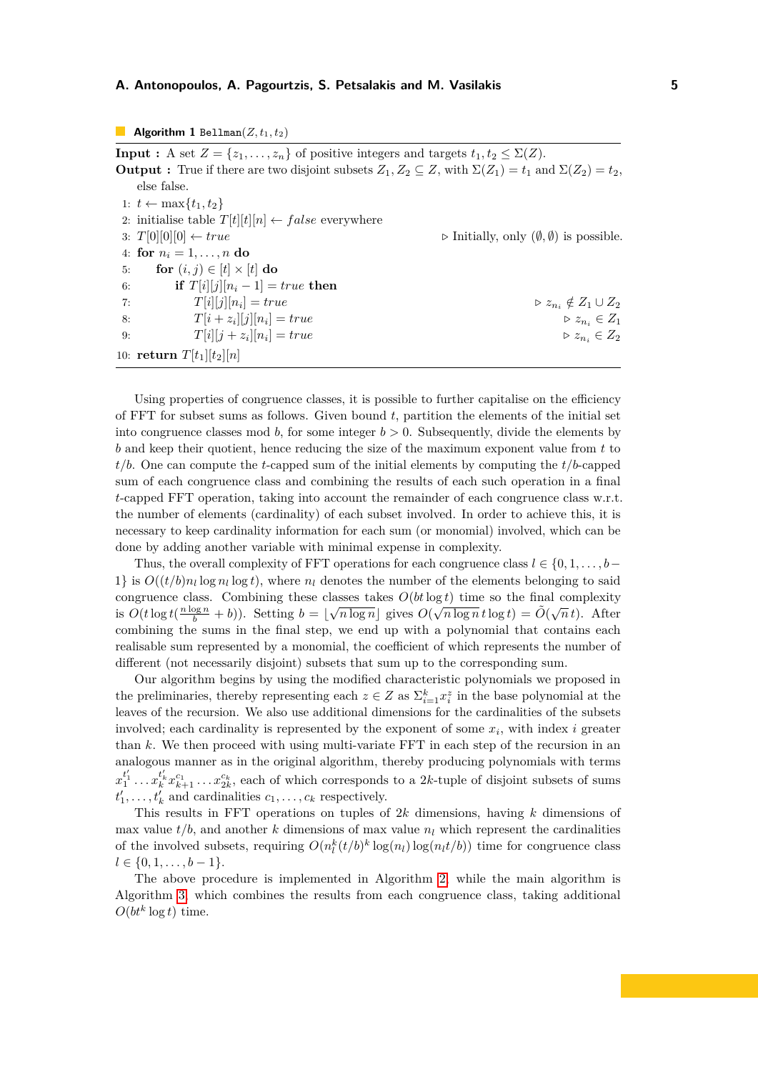**Algorithm 1** `Bellman`$(Z, t_1, t_2)$

```
Input : A set Z = {z_1, ..., z_n} of positive integers and targets t_1, t_2 ≤ Σ(Z).
Output : True if there are two disjoint subsets Z_1, Z_2 ⊆ Z, with Σ(Z_1) = t_1 and Σ(Z_2) = t_2,
         else false.
1: t ← max{t_1, t_2}
2: initialise table T[t][t][n] ← false everywhere
3: T[0][0][0] ← true                              ▷ Initially, only (∅, ∅) is possible.
4: for n_i = 1, ..., n do
5:     for (i, j) ∈ [t] × [t] do
6:         if T[i][j][n_i − 1] = true then
7:             T[i][j][n_i] = true                ▷ z_{n_i} ∉ Z_1 ∪ Z_2
8:             T[i + z_i][j][n_i] = true          ▷ z_{n_i} ∈ Z_1
9:             T[i][j + z_i][n_i] = true          ▷ z_{n_i} ∈ Z_2
10: return T[t_1][t_2][n]
```

Using properties of congruence classes, it is possible to further capitalise on the efficiency of FFT for subset sums as follows. Given bound $t$, partition the elements of the initial set into congruence classes mod $b$, for some integer $b > 0$. Subsequently, divide the elements by $b$ and keep their quotient, hence reducing the size of the maximum exponent value from $t$ to $t/b$. One can compute the $t$-capped sum of the initial elements by computing the $t/b$-capped sum of each congruence class and combining the results of each such operation in a final $t$-capped FFT operation, taking into account the remainder of each congruence class w.r.t. the number of elements (cardinality) of each subset involved. In order to achieve this, it is necessary to keep cardinality information for each sum (or monomial) involved, which can be done by adding another variable with minimal expense in complexity.

Thus, the overall complexity of FFT operations for each congruence class $l \in \{0, 1, \ldots, b-1\}$ is $O((t/b)n_l \log n_l \log t)$, where $n_l$ denotes the number of the elements belonging to said congruence class. Combining these classes takes $O(bt \log t)$ time so the final complexity is $O(t \log t(\frac{n \log n}{b} + b))$. Setting $b = \lfloor \sqrt{n \log n} \rfloor$ gives $O(\sqrt{n \log n}\, t \log t) = \tilde{O}(\sqrt{n}t)$. After combining the sums in the final step, we end up with a polynomial that contains each realisable sum represented by a monomial, the coefficient of which represents the number of different (not necessarily disjoint) subsets that sum up to the corresponding sum.

Our algorithm begins by using the modified characteristic polynomials we proposed in the preliminaries, thereby representing each $z \in Z$ as $\Sigma_{i=1}^{k} x_i^z$ in the base polynomial at the leaves of the recursion. We also use additional dimensions for the cardinalities of the subsets involved; each cardinality is represented by the exponent of some $x_i$, with index $i$ greater than $k$. We then proceed with using multi-variate FFT in each step of the recursion in an analogous manner as in the original algorithm, thereby producing polynomials with terms $x_1^{t_1'} \ldots x_k^{t_k'} x_{k+1}^{c_1} \ldots x_{2k}^{c_k}$, each of which corresponds to a $2k$-tuple of disjoint subsets of sums $t_1', \ldots, t_k'$ and cardinalities $c_1, \ldots, c_k$ respectively.

This results in FFT operations on tuples of $2k$ dimensions, having $k$ dimensions of max value $t/b$, and another $k$ dimensions of max value $n_l$ which represent the cardinalities of the involved subsets, requiring $O(n_l^k (t/b)^k \log(n_l) \log(n_l t/b))$ time for congruence class $l \in \{0, 1, \ldots, b-1\}$.

The above procedure is implemented in Algorithm 2, while the main algorithm is Algorithm 3, which combines the results from each congruence class, taking additional $O(bt^k \log t)$ time.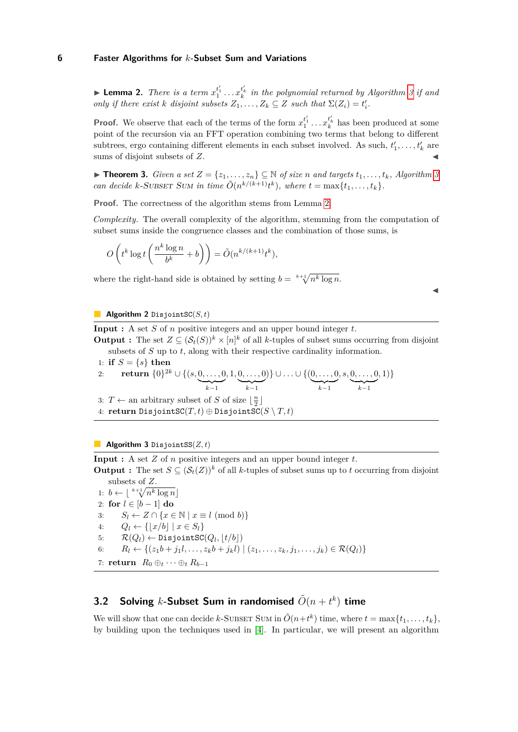▶ **Lemma 2.** *There is a term $x_1^{t'_1} \dots x_k^{t'_k}$ in the polynomial returned by Algorithm 3 if and only if there exist $k$ disjoint subsets $Z_1, \dots, Z_k \subseteq Z$ such that $\Sigma(Z_i) = t'_i$.*

**Proof.** We observe that each of the terms of the form $x_1^{t'_1} \dots x_k^{t'_k}$ has been produced at some point of the recursion via an FFT operation combining two terms that belong to different subtrees, ergo containing different elements in each subset involved. As such, $t'_1, \dots, t'_k$ are sums of disjoint subsets of $Z$. ◀

▶ **Theorem 3.** *Given a set $Z = \{z_1, \dots, z_n\} \subseteq \mathbb{N}$ of size $n$ and targets $t_1, \dots, t_k$, Algorithm 3 can decide $k$-Subset Sum in time $\tilde{O}(n^{k/(k+1)} t^k)$, where $t = \max\{t_1, \dots, t_k\}$.*

**Proof.** The correctness of the algorithm stems from Lemma 2.

*Complexity.* The overall complexity of the algorithm, stemming from the computation of subset sums inside the congruence classes and the combination of those sums, is

$$O\left(t^k \log t \left(\frac{n^k \log n}{b^k} + b\right)\right) = \tilde{O}(n^{k/(k+1)} t^k),$$

where the right-hand side is obtained by setting $b = \sqrt[k+1]{n^k \log n}$. ◀

**Algorithm 2** `DisjointSC`$(S, t)$

**Input :** A set $S$ of $n$ positive integers and an upper bound integer $t$.
**Output :** The set $Z \subseteq (\mathcal{S}_t(S))^k \times [n]^k$ of all $k$-tuples of subset sums occurring from disjoint subsets of $S$ up to $t$, along with their respective cardinality information.

1: **if** $S = \{s\}$ **then**
2: &nbsp;&nbsp;&nbsp;&nbsp;**return** $\{0\}^{2k} \cup \{(s, \underbrace{0, \dots, 0}_{k-1}, 1, \underbrace{0, \dots, 0}_{k-1})\} \cup \dots \cup \{(\underbrace{0, \dots, 0}_{k-1}, s, \underbrace{0, \dots, 0}_{k-1}, 1)\}$
3: $T \leftarrow$ an arbitrary subset of $S$ of size $\lfloor \frac{n}{2} \rfloor$
4: **return** `DisjointSC`$(T, t) \oplus$ `DisjointSC`$(S \setminus T, t)$

**Algorithm 3** `DisjointSS`$(Z, t)$

**Input :** A set $Z$ of $n$ positive integers and an upper bound integer $t$.
**Output :** The set $S \subseteq (\mathcal{S}_t(Z))^k$ of all $k$-tuples of subset sums up to $t$ occurring from disjoint subsets of $Z$.

1: $b \leftarrow \lfloor \sqrt[k+1]{n^k \log n} \rfloor$
2: **for** $l \in [b-1]$ **do**
3: &nbsp;&nbsp;&nbsp;&nbsp;$S_l \leftarrow Z \cap \{x \in \mathbb{N} \mid x \equiv l \pmod b\}$
4: &nbsp;&nbsp;&nbsp;&nbsp;$Q_l \leftarrow \{\lfloor x/b \rfloor \mid x \in S_l\}$
5: &nbsp;&nbsp;&nbsp;&nbsp;$\mathcal{R}(Q_l) \leftarrow$ `DisjointSC`$(Q_l, \lfloor t/b \rfloor)$
6: &nbsp;&nbsp;&nbsp;&nbsp;$R_l \leftarrow \{(z_1 b + j_1 l, \dots, z_k b + j_k l) \mid (z_1, \dots, z_k, j_1, \dots, j_k) \in \mathcal{R}(Q_l)\}$
7: **return** $R_0 \oplus_t \dots \oplus_t R_{b-1}$

## 3.2 Solving $k$-Subset Sum in randomised $\tilde{O}(n + t^k)$ time

We will show that one can decide $k$-Subset Sum in $\tilde{O}(n+t^k)$ time, where $t = \max\{t_1, \dots, t_k\}$, by building upon the techniques used in [4]. In particular, we will present an algorithm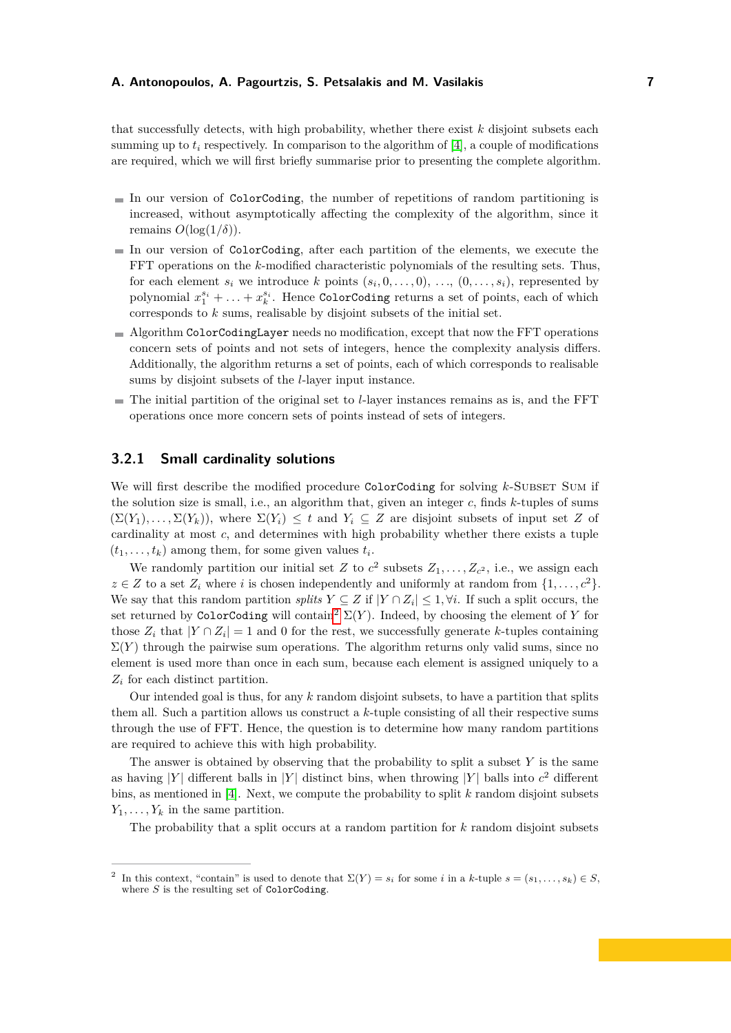that successfully detects, with high probability, whether there exist $k$ disjoint subsets each summing up to $t_i$ respectively. In comparison to the algorithm of [4], a couple of modifications are required, which we will first briefly summarise prior to presenting the complete algorithm.

- In our version of `ColorCoding`, the number of repetitions of random partitioning is increased, without asymptotically affecting the complexity of the algorithm, since it remains $O(\log(1/\delta))$.
- In our version of `ColorCoding`, after each partition of the elements, we execute the FFT operations on the $k$-modified characteristic polynomials of the resulting sets. Thus, for each element $s_i$ we introduce $k$ points $(s_i, 0, \ldots, 0)$, …, $(0, \ldots, s_i)$, represented by polynomial $x_1^{s_i} + \ldots + x_k^{s_i}$. Hence `ColorCoding` returns a set of points, each of which corresponds to $k$ sums, realisable by disjoint subsets of the initial set.
- Algorithm `ColorCodingLayer` needs no modification, except that now the FFT operations concern sets of points and not sets of integers, hence the complexity analysis differs. Additionally, the algorithm returns a set of points, each of which corresponds to realisable sums by disjoint subsets of the $l$-layer input instance.
- The initial partition of the original set to $l$-layer instances remains as is, and the FFT operations once more concern sets of points instead of sets of integers.

### 3.2.1 Small cardinality solutions

We will first describe the modified procedure `ColorCoding` for solving $k$-Subset Sum if the solution size is small, i.e., an algorithm that, given an integer $c$, finds $k$-tuples of sums $(\Sigma(Y_1), \ldots, \Sigma(Y_k))$, where $\Sigma(Y_i) \leq t$ and $Y_i \subseteq Z$ are disjoint subsets of input set $Z$ of cardinality at most $c$, and determines with high probability whether there exists a tuple $(t_1, \ldots, t_k)$ among them, for some given values $t_i$.

We randomly partition our initial set $Z$ to $c^2$ subsets $Z_1, \ldots, Z_{c^2}$, i.e., we assign each $z \in Z$ to a set $Z_i$ where $i$ is chosen independently and uniformly at random from $\{1, \ldots, c^2\}$. We say that this random partition *splits* $Y \subseteq Z$ if $|Y \cap Z_i| \leq 1, \forall i$. If such a split occurs, the set returned by `ColorCoding` will contain[2] $\Sigma(Y)$. Indeed, by choosing the element of $Y$ for those $Z_i$ that $|Y \cap Z_i| = 1$ and 0 for the rest, we successfully generate $k$-tuples containing $\Sigma(Y)$ through the pairwise sum operations. The algorithm returns only valid sums, since no element is used more than once in each sum, because each element is assigned uniquely to a $Z_i$ for each distinct partition.

Our intended goal is thus, for any $k$ random disjoint subsets, to have a partition that splits them all. Such a partition allows us construct a $k$-tuple consisting of all their respective sums through the use of FFT. Hence, the question is to determine how many random partitions are required to achieve this with high probability.

The answer is obtained by observing that the probability to split a subset $Y$ is the same as having $|Y|$ different balls in $|Y|$ distinct bins, when throwing $|Y|$ balls into $c^2$ different bins, as mentioned in [4]. Next, we compute the probability to split $k$ random disjoint subsets $Y_1, \ldots, Y_k$ in the same partition.

The probability that a split occurs at a random partition for $k$ random disjoint subsets

---

[2] In this context, "contain" is used to denote that $\Sigma(Y) = s_i$ for some $i$ in a $k$-tuple $s = (s_1, \ldots, s_k) \in S$, where $S$ is the resulting set of `ColorCoding`.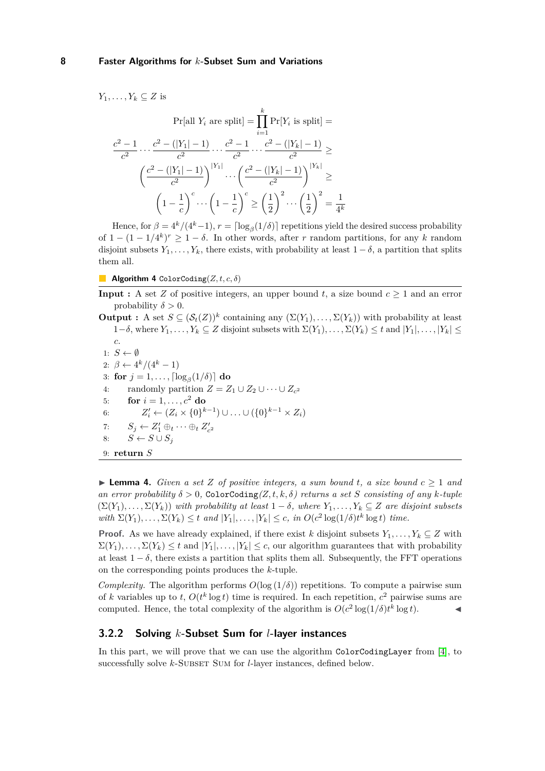$Y_1, \ldots, Y_k \subseteq Z$ is

$$\Pr[\text{all } Y_i \text{ are split}] = \prod_{i=1}^{k} \Pr[Y_i \text{ is split}] =$$

$$\frac{c^2-1}{c^2} \cdots \frac{c^2-(|Y_1|-1)}{c^2} \cdots \frac{c^2-1}{c^2} \cdots \frac{c^2-(|Y_k|-1)}{c^2} \geq$$

$$\left(\frac{c^2-(|Y_1|-1)}{c^2}\right)^{|Y_1|} \cdots \left(\frac{c^2-(|Y_k|-1)}{c^2}\right)^{|Y_k|} \geq$$

$$\left(1-\frac{1}{c}\right)^{c} \cdots \left(1-\frac{1}{c}\right)^{c} \geq \left(\frac{1}{2}\right)^{2} \cdots \left(\frac{1}{2}\right)^{2} = \frac{1}{4^k}$$

Hence, for $\beta = 4^k/(4^k-1)$, $r = \lceil \log_\beta(1/\delta) \rceil$ repetitions yield the desired success probability of $1-(1-1/4^k)^r \geq 1-\delta$. In other words, after $r$ random partitions, for any $k$ random disjoint subsets $Y_1, \ldots, Y_k$, there exists, with probability at least $1-\delta$, a partition that splits them all.

**Algorithm 4** `ColorCoding`$(Z, t, c, \delta)$

**Input :** A set $Z$ of positive integers, an upper bound $t$, a size bound $c \geq 1$ and an error probability $\delta > 0$.

**Output :** A set $S \subseteq (\mathcal{S}_t(Z))^k$ containing any $(\Sigma(Y_1), \ldots, \Sigma(Y_k))$ with probability at least $1-\delta$, where $Y_1, \ldots, Y_k \subseteq Z$ disjoint subsets with $\Sigma(Y_1), \ldots, \Sigma(Y_k) \leq t$ and $|Y_1|, \ldots, |Y_k| \leq c$.

1: $S \leftarrow \emptyset$
2: $\beta \leftarrow 4^k/(4^k-1)$
3: **for** $j = 1, \ldots, \lceil \log_\beta(1/\delta) \rceil$ **do**
4: &nbsp;&nbsp;&nbsp;&nbsp;randomly partition $Z = Z_1 \cup Z_2 \cup \cdots \cup Z_{c^2}$
5: &nbsp;&nbsp;&nbsp;&nbsp;**for** $i = 1, \ldots, c^2$ **do**
6: &nbsp;&nbsp;&nbsp;&nbsp;&nbsp;&nbsp;&nbsp;&nbsp;$Z'_i \leftarrow (Z_i \times \{0\}^{k-1}) \cup \ldots \cup (\{0\}^{k-1} \times Z_i)$
7: &nbsp;&nbsp;&nbsp;&nbsp;$S_j \leftarrow Z'_1 \oplus_t \cdots \oplus_t Z'_{c^2}$
8: &nbsp;&nbsp;&nbsp;&nbsp;$S \leftarrow S \cup S_j$
9: **return** $S$

▶ **Lemma 4.** *Given a set $Z$ of positive integers, a sum bound $t$, a size bound $c \geq 1$ and an error probability $\delta > 0$,* `ColorCoding`$(Z, t, k, \delta)$ *returns a set $S$ consisting of any $k$-tuple $(\Sigma(Y_1), \ldots, \Sigma(Y_k))$ with probability at least $1-\delta$, where $Y_1, \ldots, Y_k \subseteq Z$ are disjoint subsets with $\Sigma(Y_1), \ldots, \Sigma(Y_k) \leq t$ and $|Y_1|, \ldots, |Y_k| \leq c$, in $O(c^2 \log(1/\delta) t^k \log t)$ time.*

**Proof.** As we have already explained, if there exist $k$ disjoint subsets $Y_1, \ldots, Y_k \subseteq Z$ with $\Sigma(Y_1), \ldots, \Sigma(Y_k) \leq t$ and $|Y_1|, \ldots, |Y_k| \leq c$, our algorithm guarantees that with probability at least $1-\delta$, there exists a partition that splits them all. Subsequently, the FFT operations on the corresponding points produces the $k$-tuple.

*Complexity.* The algorithm performs $O(\log(1/\delta))$ repetitions. To compute a pairwise sum of $k$ variables up to $t$, $O(t^k \log t)$ time is required. In each repetition, $c^2$ pairwise sums are computed. Hence, the total complexity of the algorithm is $O(c^2 \log(1/\delta) t^k \log t)$. ◀

### 3.2.2 Solving $k$-Subset Sum for $l$-layer instances

In this part, we will prove that we can use the algorithm `ColorCodingLayer` from [4], to successfully solve $k$-Subset Sum for $l$-layer instances, defined below.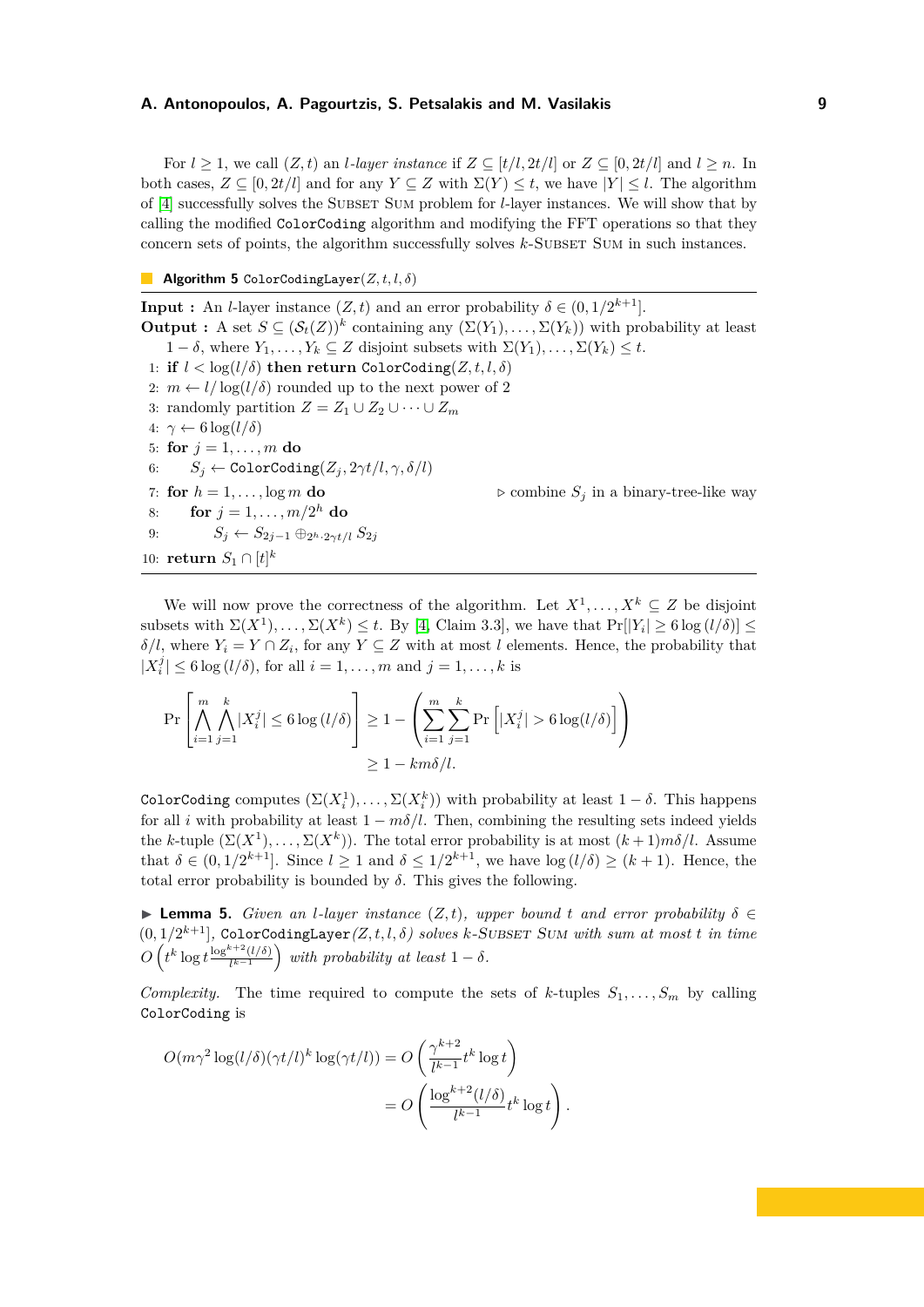For $l \geq 1$, we call $(Z, t)$ an *l-layer instance* if $Z \subseteq [t/l, 2t/l]$ or $Z \subseteq [0, 2t/l]$ and $l \geq n$. In both cases, $Z \subseteq [0, 2t/l]$ and for any $Y \subseteq Z$ with $\Sigma(Y) \leq t$, we have $|Y| \leq l$. The algorithm of [4] successfully solves the Subset Sum problem for $l$-layer instances. We will show that by calling the modified `ColorCoding` algorithm and modifying the FFT operations so that they concern sets of points, the algorithm successfully solves $k$-Subset Sum in such instances.

**Algorithm 5** `ColorCodingLayer`$(Z, t, l, \delta)$

**Input :** An $l$-layer instance $(Z, t)$ and an error probability $\delta \in (0, 1/2^{k+1}]$.
**Output :** A set $S \subseteq (\mathcal{S}_t(Z))^k$ containing any $(\Sigma(Y_1), \ldots, \Sigma(Y_k))$ with probability at least $1 - \delta$, where $Y_1, \ldots, Y_k \subseteq Z$ disjoint subsets with $\Sigma(Y_1), \ldots, \Sigma(Y_k) \leq t$.

```
1:  if l < log(l/δ) then return ColorCoding(Z, t, l, δ)
2:  m ← l/log(l/δ) rounded up to the next power of 2
3:  randomly partition Z = Z_1 ∪ Z_2 ∪ ··· ∪ Z_m
4:  γ ← 6 log(l/δ)
5:  for j = 1, ..., m do
6:      S_j ← ColorCoding(Z_j, 2γt/l, γ, δ/l)
7:  for h = 1, ..., log m do                      ▷ combine S_j in a binary-tree-like way
8:      for j = 1, ..., m/2^h do
9:          S_j ← S_{2j−1} ⊕_{2^h·2γt/l} S_{2j}
10: return S_1 ∩ [t]^k
```

We will now prove the correctness of the algorithm. Let $X^1, \ldots, X^k \subseteq Z$ be disjoint subsets with $\Sigma(X^1), \ldots, \Sigma(X^k) \leq t$. By [4, Claim 3.3], we have that $\Pr[|Y_i| \geq 6 \log(l/\delta)] \leq \delta/l$, where $Y_i = Y \cap Z_i$, for any $Y \subseteq Z$ with at most $l$ elements. Hence, the probability that $|X_i^j| \leq 6 \log(l/\delta)$, for all $i = 1, \ldots, m$ and $j = 1, \ldots, k$ is

$$\Pr\left[\bigwedge_{i=1}^{m} \bigwedge_{j=1}^{k} |X_i^j| \leq 6 \log(l/\delta)\right] \geq 1 - \left(\sum_{i=1}^{m} \sum_{j=1}^{k} \Pr\left[|X_i^j| > 6 \log(l/\delta)\right]\right)$$
$$\geq 1 - km\delta/l.$$

`ColorCoding` computes $(\Sigma(X_i^1), \ldots, \Sigma(X_i^k))$ with probability at least $1 - \delta$. This happens for all $i$ with probability at least $1 - m\delta/l$. Then, combining the resulting sets indeed yields the $k$-tuple $(\Sigma(X^1), \ldots, \Sigma(X^k))$. The total error probability is at most $(k+1)m\delta/l$. Assume that $\delta \in (0, 1/2^{k+1}]$. Since $l \geq 1$ and $\delta \leq 1/2^{k+1}$, we have $\log(l/\delta) \geq (k+1)$. Hence, the total error probability is bounded by $\delta$. This gives the following.

▶ **Lemma 5.** *Given an $l$-layer instance $(Z, t)$, upper bound $t$ and error probability $\delta \in (0, 1/2^{k+1}]$,* `ColorCodingLayer`$(Z, t, l, \delta)$ *solves $k$-Subset Sum with sum at most $t$ in time $O\left(t^k \log t \frac{\log^{k+2}(l/\delta)}{l^{k-1}}\right)$ with probability at least $1 - \delta$.*

*Complexity.* The time required to compute the sets of $k$-tuples $S_1, \ldots, S_m$ by calling `ColorCoding` is

$$O(m\gamma^2 \log(l/\delta)(\gamma t/l)^k \log(\gamma t/l)) = O\left(\frac{\gamma^{k+2}}{l^{k-1}} t^k \log t\right)$$
$$= O\left(\frac{\log^{k+2}(l/\delta)}{l^{k-1}} t^k \log t\right).$$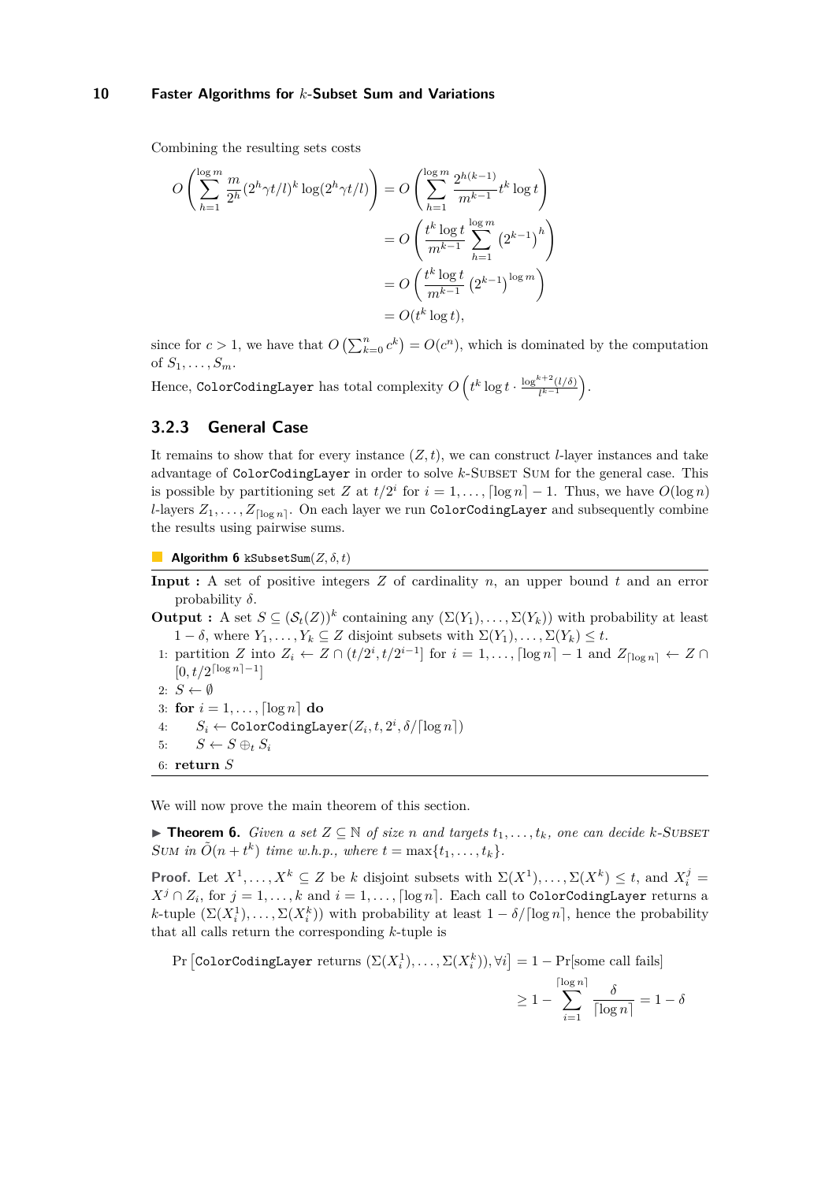Combining the resulting sets costs

$$
\begin{aligned}
O\left(\sum_{h=1}^{\log m} \frac{m}{2^h}(2^h\gamma t/l)^k \log(2^h\gamma t/l)\right) &= O\left(\sum_{h=1}^{\log m} \frac{2^{h(k-1)}}{m^{k-1}} t^k \log t\right) \\
&= O\left(\frac{t^k \log t}{m^{k-1}} \sum_{h=1}^{\log m} \left(2^{k-1}\right)^h\right) \\
&= O\left(\frac{t^k \log t}{m^{k-1}} \left(2^{k-1}\right)^{\log m}\right) \\
&= O(t^k \log t),
\end{aligned}
$$

since for $c > 1$, we have that $O\left(\sum_{k=0}^{n} c^k\right) = O(c^n)$, which is dominated by the computation of $S_1, \ldots, S_m$.

Hence, `ColorCodingLayer` has total complexity $O\left(t^k \log t \cdot \frac{\log^{k+2}(l/\delta)}{l^{k-1}}\right)$.

### 3.2.3 General Case

It remains to show that for every instance $(Z, t)$, we can construct $l$-layer instances and take advantage of `ColorCodingLayer` in order to solve $k$-Subset Sum for the general case. This is possible by partitioning set $Z$ at $t/2^i$ for $i = 1, \ldots, \lceil \log n \rceil - 1$. Thus, we have $O(\log n)$ $l$-layers $Z_1, \ldots, Z_{\lceil \log n \rceil}$. On each layer we run `ColorCodingLayer` and subsequently combine the results using pairwise sums.

**Algorithm 6** `kSubsetSum`$(Z, \delta, t)$

**Input :** A set of positive integers $Z$ of cardinality $n$, an upper bound $t$ and an error probability $\delta$.

**Output :** A set $S \subseteq (\mathcal{S}_t(Z))^k$ containing any $(\Sigma(Y_1), \ldots, \Sigma(Y_k))$ with probability at least $1 - \delta$, where $Y_1, \ldots, Y_k \subseteq Z$ disjoint subsets with $\Sigma(Y_1), \ldots, \Sigma(Y_k) \leq t$.

1: partition $Z$ into $Z_i \leftarrow Z \cap (t/2^i, t/2^{i-1}]$ for $i = 1, \ldots, \lceil \log n \rceil - 1$ and $Z_{\lceil \log n \rceil} \leftarrow Z \cap [0, t/2^{\lceil \log n \rceil - 1}]$
2: $S \leftarrow \emptyset$
3: **for** $i = 1, \ldots, \lceil \log n \rceil$ **do**
4: $\quad S_i \leftarrow$ `ColorCodingLayer`$(Z_i, t, 2^i, \delta/\lceil \log n \rceil)$
5: $\quad S \leftarrow S \oplus_t S_i$
6: **return** $S$

We will now prove the main theorem of this section.

▶ **Theorem 6.** *Given a set $Z \subseteq \mathbb{N}$ of size $n$ and targets $t_1, \ldots, t_k$, one can decide $k$-Subset Sum in $\tilde{O}(n + t^k)$ time w.h.p., where $t = \max\{t_1, \ldots, t_k\}$.*

**Proof.** Let $X^1, \ldots, X^k \subseteq Z$ be $k$ disjoint subsets with $\Sigma(X^1), \ldots, \Sigma(X^k) \leq t$, and $X_i^j = X^j \cap Z_i$, for $j = 1, \ldots, k$ and $i = 1, \ldots, \lceil \log n \rceil$. Each call to `ColorCodingLayer` returns a $k$-tuple $(\Sigma(X_i^1), \ldots, \Sigma(X_i^k))$ with probability at least $1 - \delta/\lceil \log n \rceil$, hence the probability that all calls return the corresponding $k$-tuple is

$$
\begin{aligned}
\Pr\left[\texttt{ColorCodingLayer returns } (\Sigma(X_i^1), \ldots, \Sigma(X_i^k)), \forall i\right] &= 1 - \Pr[\text{some call fails}] \\
&\geq 1 - \sum_{i=1}^{\lceil \log n \rceil} \frac{\delta}{\lceil \log n \rceil} = 1 - \delta
\end{aligned}
$$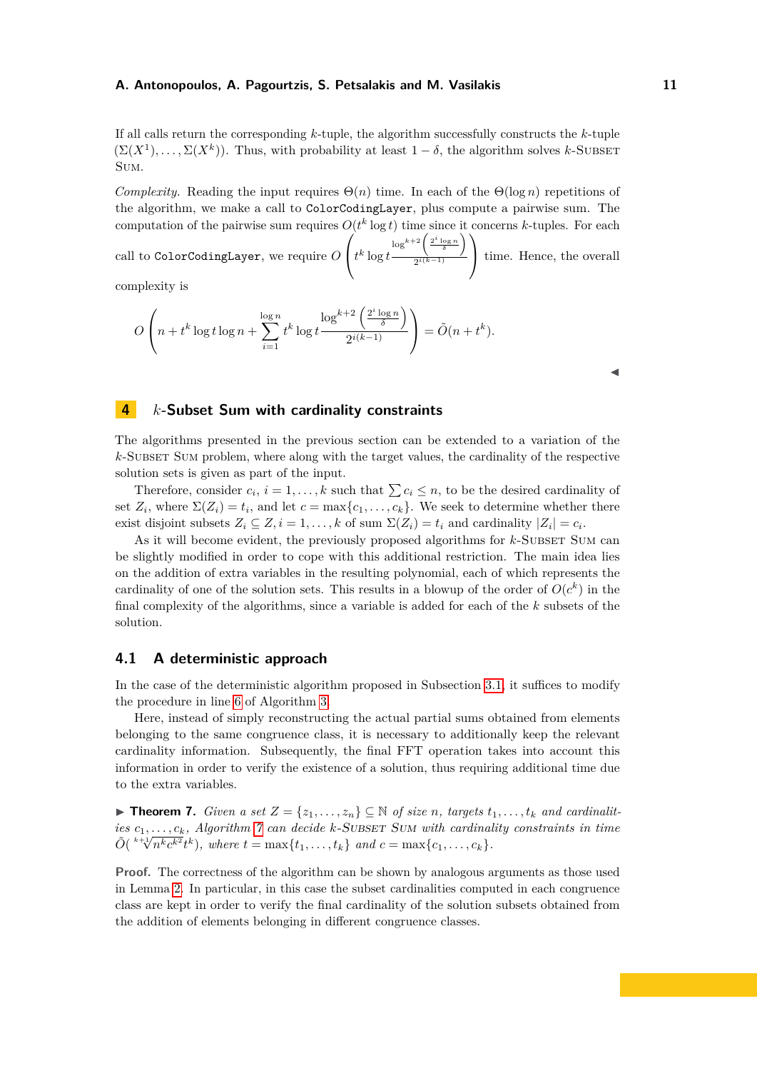If all calls return the corresponding $k$-tuple, the algorithm successfully constructs the $k$-tuple $(\Sigma(X^1), \ldots, \Sigma(X^k))$. Thus, with probability at least $1 - \delta$, the algorithm solves $k$-Subset Sum.

*Complexity.* Reading the input requires $\Theta(n)$ time. In each of the $\Theta(\log n)$ repetitions of the algorithm, we make a call to `ColorCodingLayer`, plus compute a pairwise sum. The computation of the pairwise sum requires $O(t^k \log t)$ time since it concerns $k$-tuples. For each call to `ColorCodingLayer`, we require $O\left(t^k \log t \frac{\log^{k+2}\left(\frac{2^i \log n}{\delta}\right)}{2^{i(k-1)}}\right)$ time. Hence, the overall complexity is

$$O\left(n + t^k \log t \log n + \sum_{i=1}^{\log n} t^k \log t \frac{\log^{k+2}\left(\frac{2^i \log n}{\delta}\right)}{2^{i(k-1)}}\right) = \tilde{O}(n + t^k).$$

◀

## 4 $k$-Subset Sum with cardinality constraints

The algorithms presented in the previous section can be extended to a variation of the $k$-Subset Sum problem, where along with the target values, the cardinality of the respective solution sets is given as part of the input.

Therefore, consider $c_i$, $i = 1, \ldots, k$ such that $\sum c_i \leq n$, to be the desired cardinality of set $Z_i$, where $\Sigma(Z_i) = t_i$, and let $c = \max\{c_1, \ldots, c_k\}$. We seek to determine whether there exist disjoint subsets $Z_i \subseteq Z, i = 1, \ldots, k$ of sum $\Sigma(Z_i) = t_i$ and cardinality $|Z_i| = c_i$.

As it will become evident, the previously proposed algorithms for $k$-Subset Sum can be slightly modified in order to cope with this additional restriction. The main idea lies on the addition of extra variables in the resulting polynomial, each of which represents the cardinality of one of the solution sets. This results in a blowup of the order of $O(c^k)$ in the final complexity of the algorithms, since a variable is added for each of the $k$ subsets of the solution.

### 4.1 A deterministic approach

In the case of the deterministic algorithm proposed in Subsection 3.1, it suffices to modify the procedure in line 6 of Algorithm 3.

Here, instead of simply reconstructing the actual partial sums obtained from elements belonging to the same congruence class, it is necessary to additionally keep the relevant cardinality information. Subsequently, the final FFT operation takes into account this information in order to verify the existence of a solution, thus requiring additional time due to the extra variables.

▶ **Theorem 7.** *Given a set $Z = \{z_1, \ldots, z_n\} \subseteq \mathbb{N}$ of size $n$, targets $t_1, \ldots, t_k$ and cardinalities $c_1, \ldots, c_k$, Algorithm 7 can decide $k$-Subset Sum with cardinality constraints in time $\tilde{O}(\sqrt[k+1]{n^k c^{k^2}} t^k)$, where $t = \max\{t_1, \ldots, t_k\}$ and $c = \max\{c_1, \ldots, c_k\}$.*

**Proof.** The correctness of the algorithm can be shown by analogous arguments as those used in Lemma 2. In particular, in this case the subset cardinalities computed in each congruence class are kept in order to verify the final cardinality of the solution subsets obtained from the addition of elements belonging in different congruence classes.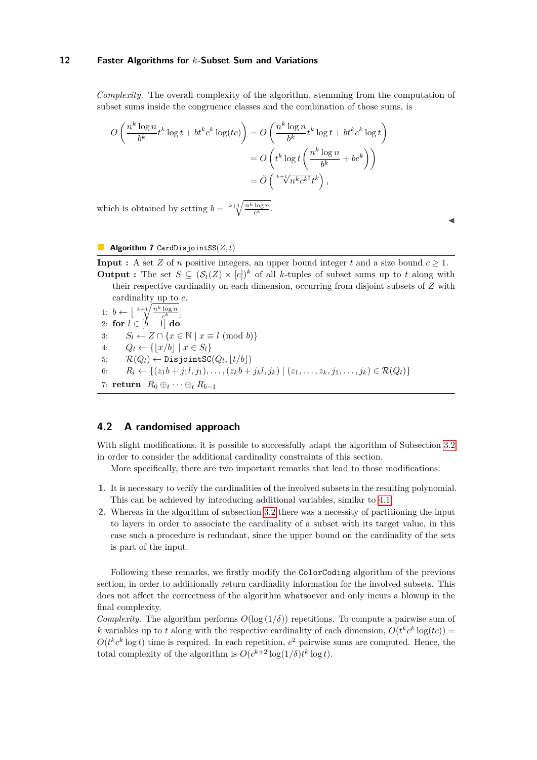*Complexity.* The overall complexity of the algorithm, stemming from the computation of subset sums inside the congruence classes and the combination of those sums, is

$$
\begin{aligned}
O\left(\frac{n^k \log n}{b^k} t^k \log t + bt^k c^k \log(tc)\right) &= O\left(\frac{n^k \log n}{b^k} t^k \log t + bt^k c^k \log t\right) \\
&= O\left(t^k \log t \left(\frac{n^k \log n}{b^k} + bc^k\right)\right) \\
&= \tilde{O}\left(\sqrt[k+1]{n^k c^{k^2} t^k}\right),
\end{aligned}
$$

which is obtained by setting $b = \sqrt[k+1]{\frac{n^k \log n}{c^k}}$.

◀

**Algorithm 7** CardDisjointSS$(Z, t)$

**Input :** A set $Z$ of $n$ positive integers, an upper bound integer $t$ and a size bound $c \geq 1$.
**Output :** The set $S \subseteq (\mathcal{S}_t(Z) \times [c])^k$ of all $k$-tuples of subset sums up to $t$ along with their respective cardinality on each dimension, occurring from disjoint subsets of $Z$ with cardinality up to $c$.

1: $b \leftarrow \left\lfloor \sqrt[k+1]{\frac{n^k \log n}{c^k}} \right\rfloor$
2: **for** $l \in [b-1]$ **do**
3: $\quad S_l \leftarrow Z \cap \{x \in \mathbb{N} \mid x \equiv l \pmod{b}\}$
4: $\quad Q_l \leftarrow \{\lfloor x/b \rfloor \mid x \in S_l\}$
5: $\quad \mathcal{R}(Q_l) \leftarrow$ DisjointSC$(Q_l, \lfloor t/b \rfloor)$
6: $\quad R_l \leftarrow \{(z_1 b + j_1 l, j_1), \ldots, (z_k b + j_k l, j_k) \mid (z_1, \ldots, z_k, j_1, \ldots, j_k) \in \mathcal{R}(Q_l)\}$
7: **return** $R_0 \oplus_t \cdots \oplus_t R_{b-1}$

## 4.2 A randomised approach

With slight modifications, it is possible to successfully adapt the algorithm of Subsection 3.2 in order to consider the additional cardinality constraints of this section.

More specifically, there are two important remarks that lead to those modifications:

1. It is necessary to verify the cardinalities of the involved subsets in the resulting polynomial. This can be achieved by introducing additional variables, similar to 4.1.
2. Whereas in the algorithm of subsection 3.2 there was a necessity of partitioning the input to layers in order to associate the cardinality of a subset with its target value, in this case such a procedure is redundant, since the upper bound on the cardinality of the sets is part of the input.

Following these remarks, we firstly modify the ColorCoding algorithm of the previous section, in order to additionally return cardinality information for the involved subsets. This does not affect the correctness of the algorithm whatsoever and only incurs a blowup in the final complexity.

*Complexity.* The algorithm performs $O(\log(1/\delta))$ repetitions. To compute a pairwise sum of $k$ variables up to $t$ along with the respective cardinality of each dimension, $O(t^k c^k \log(tc)) = O(t^k c^k \log t)$ time is required. In each repetition, $c^2$ pairwise sums are computed. Hence, the total complexity of the algorithm is $O(c^{k+2} \log(1/\delta) t^k \log t)$.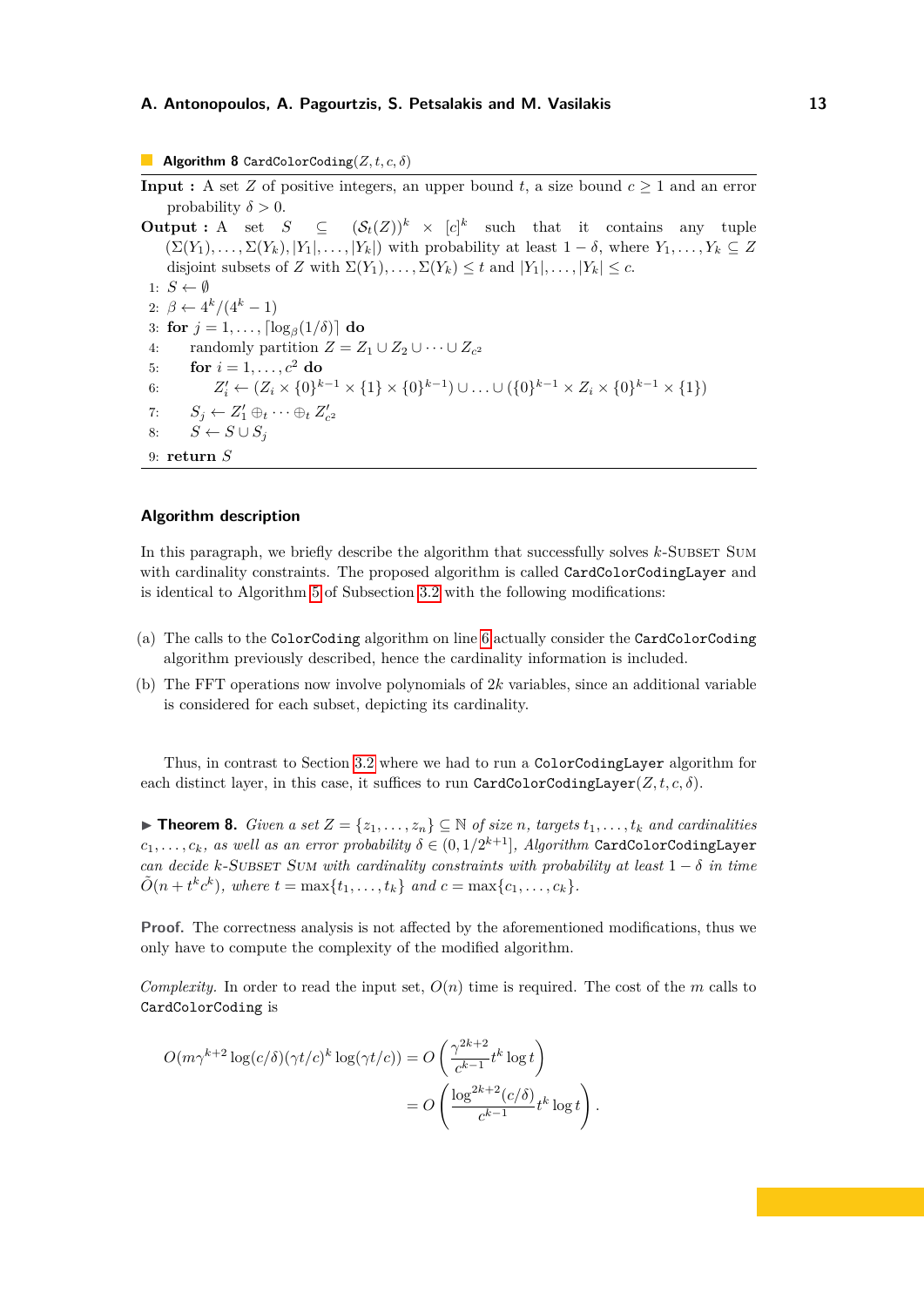**Algorithm 8** `CardColorCoding`$(Z, t, c, \delta)$

**Input :** A set $Z$ of positive integers, an upper bound $t$, a size bound $c \geq 1$ and an error probability $\delta > 0$.

**Output :** A set $S \subseteq (\mathcal{S}_t(Z))^k \times [c]^k$ such that it contains any tuple $(\Sigma(Y_1), \ldots, \Sigma(Y_k), |Y_1|, \ldots, |Y_k|)$ with probability at least $1 - \delta$, where $Y_1, \ldots, Y_k \subseteq Z$ disjoint subsets of $Z$ with $\Sigma(Y_1), \ldots, \Sigma(Y_k) \leq t$ and $|Y_1|, \ldots, |Y_k| \leq c$.

1: $S \leftarrow \emptyset$
2: $\beta \leftarrow 4^k/(4^k - 1)$
3: **for** $j = 1, \ldots, \lceil \log_\beta(1/\delta) \rceil$ **do**
4: randomly partition $Z = Z_1 \cup Z_2 \cup \cdots \cup Z_{c^2}$
5: **for** $i = 1, \ldots, c^2$ **do**
6: $Z_i' \leftarrow (Z_i \times \{0\}^{k-1} \times \{1\} \times \{0\}^{k-1}) \cup \ldots \cup (\{0\}^{k-1} \times Z_i \times \{0\}^{k-1} \times \{1\})$
7: $S_j \leftarrow Z_1' \oplus_t \cdots \oplus_t Z_{c^2}'$
8: $S \leftarrow S \cup S_j$
9: **return** $S$

### Algorithm description

In this paragraph, we briefly describe the algorithm that successfully solves $k$-Subset Sum with cardinality constraints. The proposed algorithm is called `CardColorCodingLayer` and is identical to Algorithm 5 of Subsection 3.2 with the following modifications:

(a) The calls to the `ColorCoding` algorithm on line 6 actually consider the `CardColorCoding` algorithm previously described, hence the cardinality information is included.

(b) The FFT operations now involve polynomials of $2k$ variables, since an additional variable is considered for each subset, depicting its cardinality.

Thus, in contrast to Section 3.2 where we had to run a `ColorCodingLayer` algorithm for each distinct layer, in this case, it suffices to run `CardColorCodingLayer`$(Z, t, c, \delta)$.

▶ **Theorem 8.** *Given a set $Z = \{z_1, \ldots, z_n\} \subseteq \mathbb{N}$ of size $n$, targets $t_1, \ldots, t_k$ and cardinalities $c_1, \ldots, c_k$, as well as an error probability $\delta \in (0, 1/2^{k+1}]$, Algorithm* `CardColorCodingLayer` *can decide $k$-Subset Sum with cardinality constraints with probability at least $1 - \delta$ in time $\tilde{O}(n + t^k c^k)$, where $t = \max\{t_1, \ldots, t_k\}$ and $c = \max\{c_1, \ldots, c_k\}$.*

**Proof.** The correctness analysis is not affected by the aforementioned modifications, thus we only have to compute the complexity of the modified algorithm.

*Complexity.* In order to read the input set, $O(n)$ time is required. The cost of the $m$ calls to `CardColorCoding` is

$$O(m\gamma^{k+2} \log(c/\delta)(\gamma t/c)^k \log(\gamma t/c)) = O\left(\frac{\gamma^{2k+2}}{c^{k-1}} t^k \log t\right)$$
$$= O\left(\frac{\log^{2k+2}(c/\delta)}{c^{k-1}} t^k \log t\right).$$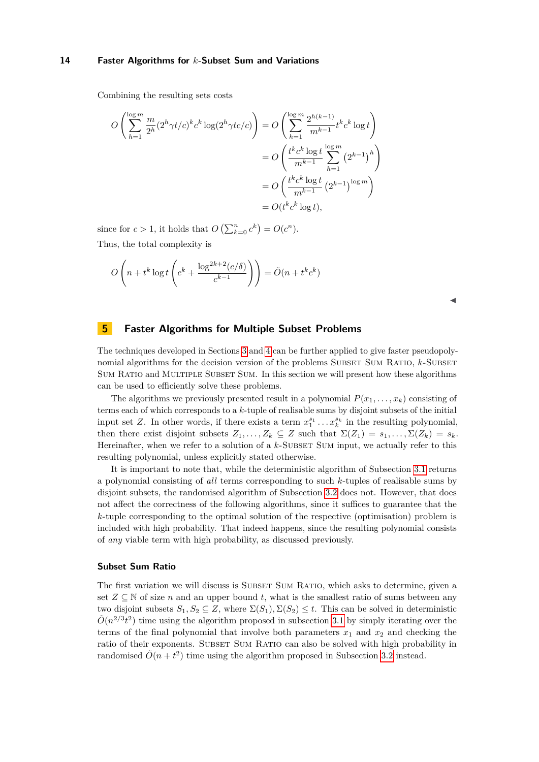Combining the resulting sets costs

$$
\begin{aligned}
O\left(\sum_{h=1}^{\log m} \frac{m}{2^h}(2^h\gamma t/c)^k c^k \log(2^h\gamma tc/c)\right) &= O\left(\sum_{h=1}^{\log m} \frac{2^{h(k-1)}}{m^{k-1}} t^k c^k \log t\right) \\
&= O\left(\frac{t^k c^k \log t}{m^{k-1}} \sum_{h=1}^{\log m} \left(2^{k-1}\right)^h\right) \\
&= O\left(\frac{t^k c^k \log t}{m^{k-1}} \left(2^{k-1}\right)^{\log m}\right) \\
&= O(t^k c^k \log t),
\end{aligned}
$$

since for $c > 1$, it holds that $O\left(\sum_{k=0}^{n} c^k\right) = O(c^n)$.

Thus, the total complexity is

$$
O\left(n + t^k \log t \left(c^k + \frac{\log^{2k+2}(c/\delta)}{c^{k-1}}\right)\right) = \tilde{O}(n + t^k c^k)
$$

◀

## 5 Faster Algorithms for Multiple Subset Problems

The techniques developed in Sections 3 and 4 can be further applied to give faster pseudopolynomial algorithms for the decision version of the problems Subset Sum Ratio, $k$-Subset Sum Ratio and Multiple Subset Sum. In this section we will present how these algorithms can be used to efficiently solve these problems.

The algorithms we previously presented result in a polynomial $P(x_1, \ldots, x_k)$ consisting of terms each of which corresponds to a $k$-tuple of realisable sums by disjoint subsets of the initial input set $Z$. In other words, if there exists a term $x_1^{s_1} \ldots x_k^{s_k}$ in the resulting polynomial, then there exist disjoint subsets $Z_1, \ldots, Z_k \subseteq Z$ such that $\Sigma(Z_1) = s_1, \ldots, \Sigma(Z_k) = s_k$. Hereinafter, when we refer to a solution of a $k$-Subset Sum input, we actually refer to this resulting polynomial, unless explicitly stated otherwise.

It is important to note that, while the deterministic algorithm of Subsection 3.1 returns a polynomial consisting of *all* terms corresponding to such $k$-tuples of realisable sums by disjoint subsets, the randomised algorithm of Subsection 3.2 does not. However, that does not affect the correctness of the following algorithms, since it suffices to guarantee that the $k$-tuple corresponding to the optimal solution of the respective (optimisation) problem is included with high probability. That indeed happens, since the resulting polynomial consists of *any* viable term with high probability, as discussed previously.

### Subset Sum Ratio

The first variation we will discuss is Subset Sum Ratio, which asks to determine, given a set $Z \subseteq \mathbb{N}$ of size $n$ and an upper bound $t$, what is the smallest ratio of sums between any two disjoint subsets $S_1, S_2 \subseteq Z$, where $\Sigma(S_1), \Sigma(S_2) \leq t$. This can be solved in deterministic $\tilde{O}(n^{2/3}t^2)$ time using the algorithm proposed in subsection 3.1 by simply iterating over the terms of the final polynomial that involve both parameters $x_1$ and $x_2$ and checking the ratio of their exponents. Subset Sum Ratio can also be solved with high probability in randomised $\tilde{O}(n + t^2)$ time using the algorithm proposed in Subsection 3.2 instead.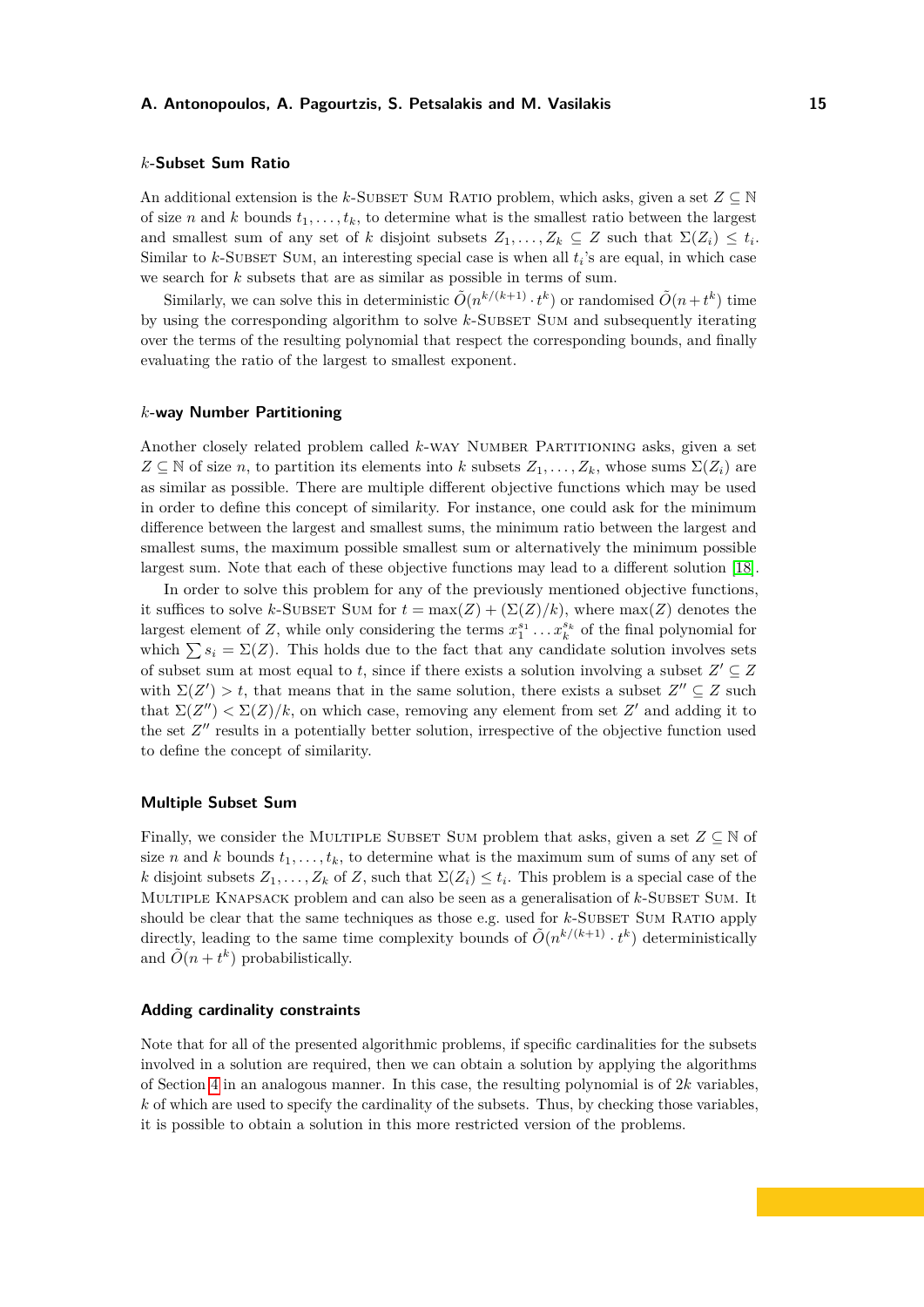### $k$-Subset Sum Ratio

An additional extension is the $k$-Subset Sum Ratio problem, which asks, given a set $Z \subseteq \mathbb{N}$ of size $n$ and $k$ bounds $t_1, \ldots, t_k$, to determine what is the smallest ratio between the largest and smallest sum of any set of $k$ disjoint subsets $Z_1, \ldots, Z_k \subseteq Z$ such that $\Sigma(Z_i) \leq t_i$. Similar to $k$-Subset Sum, an interesting special case is when all $t_i$'s are equal, in which case we search for $k$ subsets that are as similar as possible in terms of sum.

Similarly, we can solve this in deterministic $\tilde{O}(n^{k/(k+1)} \cdot t^k)$ or randomised $\tilde{O}(n + t^k)$ time by using the corresponding algorithm to solve $k$-Subset Sum and subsequently iterating over the terms of the resulting polynomial that respect the corresponding bounds, and finally evaluating the ratio of the largest to smallest exponent.

### $k$-way Number Partitioning

Another closely related problem called $k$-way Number Partitioning asks, given a set $Z \subseteq \mathbb{N}$ of size $n$, to partition its elements into $k$ subsets $Z_1, \ldots, Z_k$, whose sums $\Sigma(Z_i)$ are as similar as possible. There are multiple different objective functions which may be used in order to define this concept of similarity. For instance, one could ask for the minimum difference between the largest and smallest sums, the minimum ratio between the largest and smallest sums, the maximum possible smallest sum or alternatively the minimum possible largest sum. Note that each of these objective functions may lead to a different solution [18].

In order to solve this problem for any of the previously mentioned objective functions, it suffices to solve $k$-Subset Sum for $t = \max(Z) + (\Sigma(Z)/k)$, where $\max(Z)$ denotes the largest element of $Z$, while only considering the terms $x_1^{s_1} \ldots x_k^{s_k}$ of the final polynomial for which $\sum s_i = \Sigma(Z)$. This holds due to the fact that any candidate solution involves sets of subset sum at most equal to $t$, since if there exists a solution involving a subset $Z' \subseteq Z$ with $\Sigma(Z') > t$, that means that in the same solution, there exists a subset $Z'' \subseteq Z$ such that $\Sigma(Z'') < \Sigma(Z)/k$, on which case, removing any element from set $Z'$ and adding it to the set $Z''$ results in a potentially better solution, irrespective of the objective function used to define the concept of similarity.

### Multiple Subset Sum

Finally, we consider the Multiple Subset Sum problem that asks, given a set $Z \subseteq \mathbb{N}$ of size $n$ and $k$ bounds $t_1, \ldots, t_k$, to determine what is the maximum sum of sums of any set of $k$ disjoint subsets $Z_1, \ldots, Z_k$ of $Z$, such that $\Sigma(Z_i) \leq t_i$. This problem is a special case of the Multiple Knapsack problem and can also be seen as a generalisation of $k$-Subset Sum. It should be clear that the same techniques as those e.g. used for $k$-Subset Sum Ratio apply directly, leading to the same time complexity bounds of $\tilde{O}(n^{k/(k+1)} \cdot t^k)$ deterministically and $\tilde{O}(n + t^k)$ probabilistically.

### Adding cardinality constraints

Note that for all of the presented algorithmic problems, if specific cardinalities for the subsets involved in a solution are required, then we can obtain a solution by applying the algorithms of Section 4 in an analogous manner. In this case, the resulting polynomial is of $2k$ variables, $k$ of which are used to specify the cardinality of the subsets. Thus, by checking those variables, it is possible to obtain a solution in this more restricted version of the problems.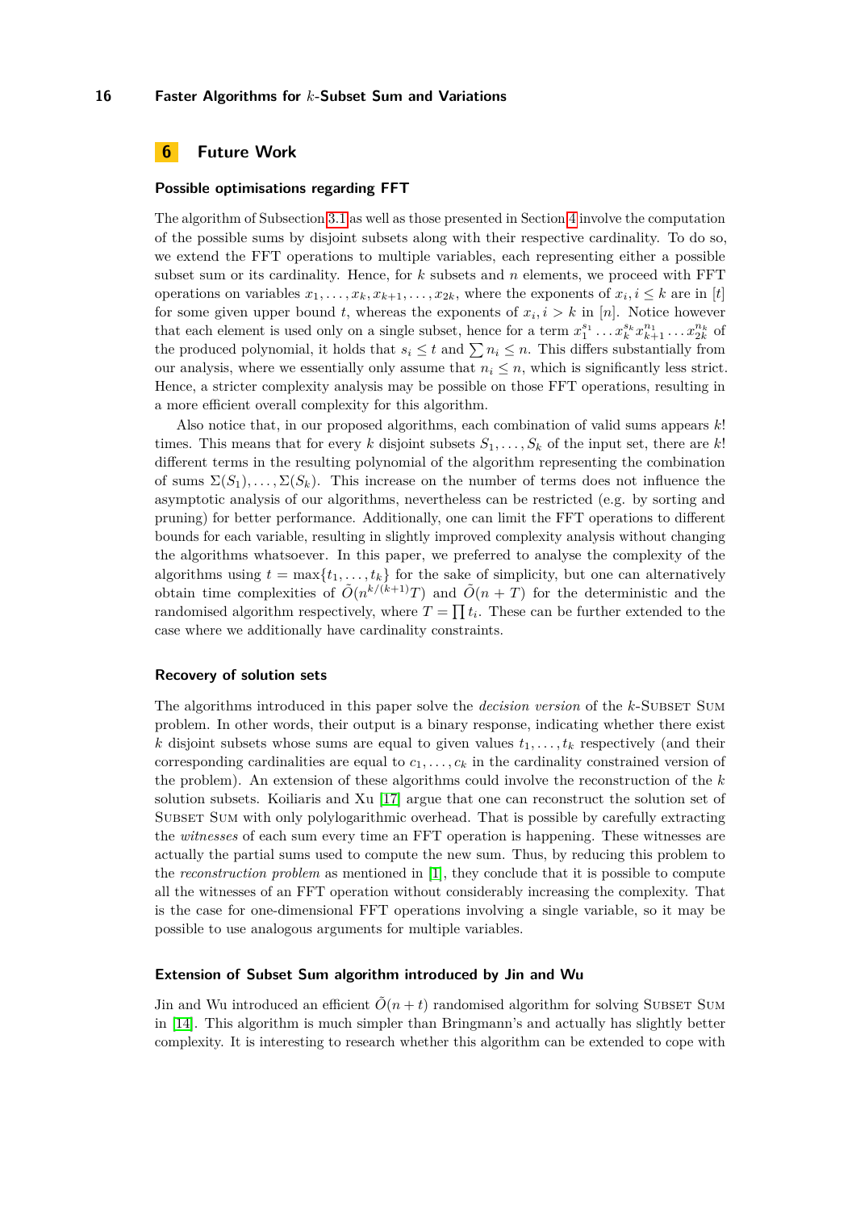## 6 Future Work

### Possible optimisations regarding FFT

The algorithm of Subsection 3.1 as well as those presented in Section 4 involve the computation of the possible sums by disjoint subsets along with their respective cardinality. To do so, we extend the FFT operations to multiple variables, each representing either a possible subset sum or its cardinality. Hence, for $k$ subsets and $n$ elements, we proceed with FFT operations on variables $x_1, \ldots, x_k, x_{k+1}, \ldots, x_{2k}$, where the exponents of $x_i, i \leq k$ are in $[t]$ for some given upper bound $t$, whereas the exponents of $x_i, i > k$ in $[n]$. Notice however that each element is used only on a single subset, hence for a term $x_1^{s_1} \ldots x_k^{s_k} x_{k+1}^{n_1} \ldots x_{2k}^{n_k}$ of the produced polynomial, it holds that $s_i \leq t$ and $\sum n_i \leq n$. This differs substantially from our analysis, where we essentially only assume that $n_i \leq n$, which is significantly less strict. Hence, a stricter complexity analysis may be possible on those FFT operations, resulting in a more efficient overall complexity for this algorithm.

Also notice that, in our proposed algorithms, each combination of valid sums appears $k!$ times. This means that for every $k$ disjoint subsets $S_1, \ldots, S_k$ of the input set, there are $k!$ different terms in the resulting polynomial of the algorithm representing the combination of sums $\Sigma(S_1), \ldots, \Sigma(S_k)$. This increase on the number of terms does not influence the asymptotic analysis of our algorithms, nevertheless can be restricted (e.g. by sorting and pruning) for better performance. Additionally, one can limit the FFT operations to different bounds for each variable, resulting in slightly improved complexity analysis without changing the algorithms whatsoever. In this paper, we preferred to analyse the complexity of the algorithms using $t = \max\{t_1, \ldots, t_k\}$ for the sake of simplicity, but one can alternatively obtain time complexities of $\tilde{O}(n^{k/(k+1)}T)$ and $\tilde{O}(n + T)$ for the deterministic and the randomised algorithm respectively, where $T = \prod t_i$. These can be further extended to the case where we additionally have cardinality constraints.

### Recovery of solution sets

The algorithms introduced in this paper solve the *decision version* of the $k$-Subset Sum problem. In other words, their output is a binary response, indicating whether there exist $k$ disjoint subsets whose sums are equal to given values $t_1, \ldots, t_k$ respectively (and their corresponding cardinalities are equal to $c_1, \ldots, c_k$ in the cardinality constrained version of the problem). An extension of these algorithms could involve the reconstruction of the $k$ solution subsets. Koiliaris and Xu [17] argue that one can reconstruct the solution set of Subset Sum with only polylogarithmic overhead. That is possible by carefully extracting the *witnesses* of each sum every time an FFT operation is happening. These witnesses are actually the partial sums used to compute the new sum. Thus, by reducing this problem to the *reconstruction problem* as mentioned in [1], they conclude that it is possible to compute all the witnesses of an FFT operation without considerably increasing the complexity. That is the case for one-dimensional FFT operations involving a single variable, so it may be possible to use analogous arguments for multiple variables.

### Extension of Subset Sum algorithm introduced by Jin and Wu

Jin and Wu introduced an efficient $\tilde{O}(n + t)$ randomised algorithm for solving Subset Sum in [14]. This algorithm is much simpler than Bringmann's and actually has slightly better complexity. It is interesting to research whether this algorithm can be extended to cope with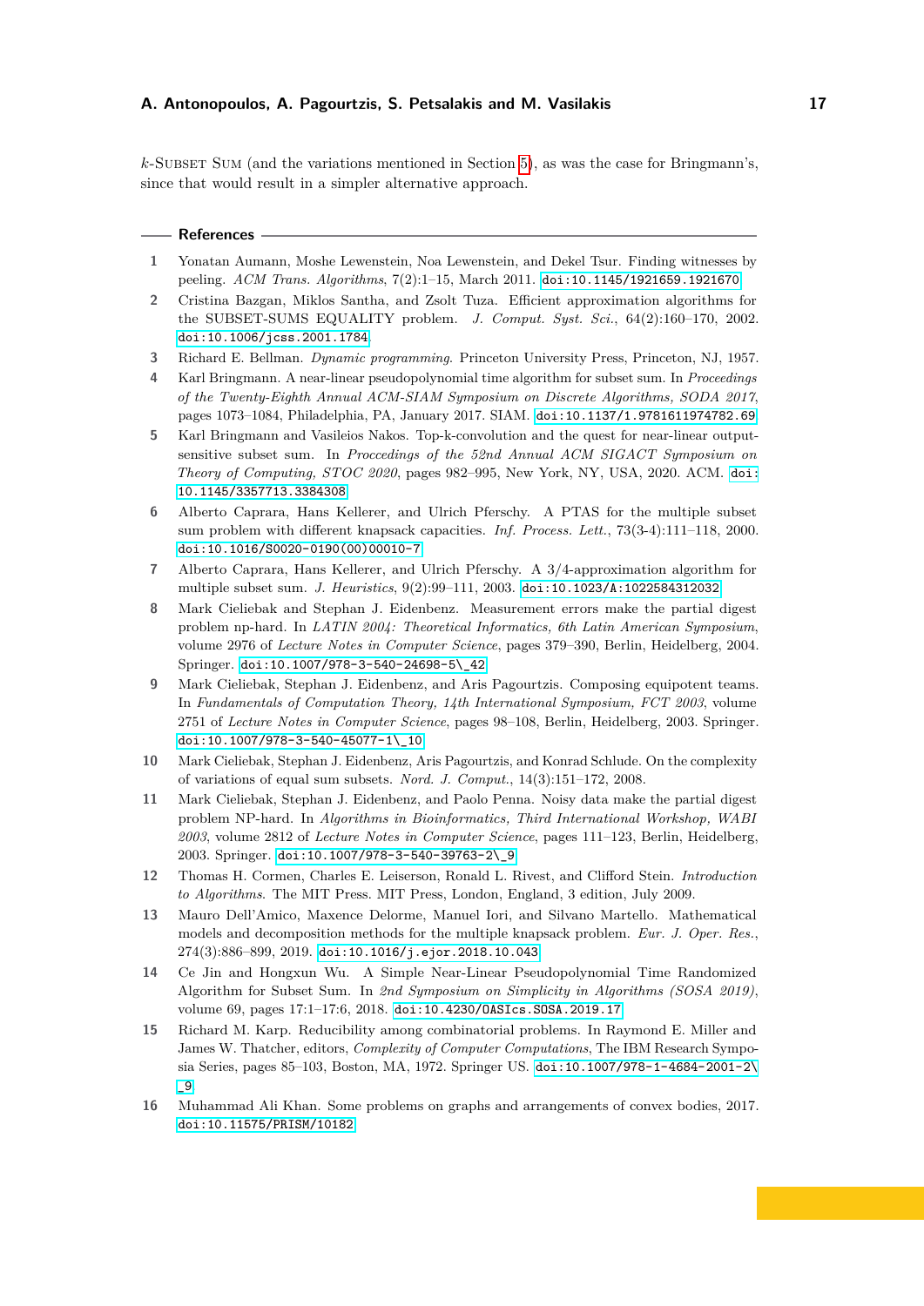$k$-Subset Sum (and the variations mentioned in Section 5), as was the case for Bringmann's, since that would result in a simpler alternative approach.

## References

1. Yonatan Aumann, Moshe Lewenstein, Noa Lewenstein, and Dekel Tsur. Finding witnesses by peeling. *ACM Trans. Algorithms*, 7(2):1–15, March 2011. doi:10.1145/1921659.1921670
2. Cristina Bazgan, Miklos Santha, and Zsolt Tuza. Efficient approximation algorithms for the SUBSET-SUMS EQUALITY problem. *J. Comput. Syst. Sci.*, 64(2):160–170, 2002. doi:10.1006/jcss.2001.1784
3. Richard E. Bellman. *Dynamic programming*. Princeton University Press, Princeton, NJ, 1957.
4. Karl Bringmann. A near-linear pseudopolynomial time algorithm for subset sum. In *Proceedings of the Twenty-Eighth Annual ACM-SIAM Symposium on Discrete Algorithms, SODA 2017*, pages 1073–1084, Philadelphia, PA, January 2017. SIAM. doi:10.1137/1.9781611974782.69
5. Karl Bringmann and Vasileios Nakos. Top-k-convolution and the quest for near-linear output-sensitive subset sum. In *Proccedings of the 52nd Annual ACM SIGACT Symposium on Theory of Computing, STOC 2020*, pages 982–995, New York, NY, USA, 2020. ACM. doi:10.1145/3357713.3384308
6. Alberto Caprara, Hans Kellerer, and Ulrich Pferschy. A PTAS for the multiple subset sum problem with different knapsack capacities. *Inf. Process. Lett.*, 73(3-4):111–118, 2000. doi:10.1016/S0020-0190(00)00010-7
7. Alberto Caprara, Hans Kellerer, and Ulrich Pferschy. A 3/4-approximation algorithm for multiple subset sum. *J. Heuristics*, 9(2):99–111, 2003. doi:10.1023/A:1022584312032
8. Mark Cieliebak and Stephan J. Eidenbenz. Measurement errors make the partial digest problem np-hard. In *LATIN 2004: Theoretical Informatics, 6th Latin American Symposium*, volume 2976 of *Lecture Notes in Computer Science*, pages 379–390, Berlin, Heidelberg, 2004. Springer. doi:10.1007/978-3-540-24698-5\_42
9. Mark Cieliebak, Stephan J. Eidenbenz, and Aris Pagourtzis. Composing equipotent teams. In *Fundamentals of Computation Theory, 14th International Symposium, FCT 2003*, volume 2751 of *Lecture Notes in Computer Science*, pages 98–108, Berlin, Heidelberg, 2003. Springer. doi:10.1007/978-3-540-45077-1\_10
10. Mark Cieliebak, Stephan J. Eidenbenz, Aris Pagourtzis, and Konrad Schlude. On the complexity of variations of equal sum subsets. *Nord. J. Comput.*, 14(3):151–172, 2008.
11. Mark Cieliebak, Stephan J. Eidenbenz, and Paolo Penna. Noisy data make the partial digest problem NP-hard. In *Algorithms in Bioinformatics, Third International Workshop, WABI 2003*, volume 2812 of *Lecture Notes in Computer Science*, pages 111–123, Berlin, Heidelberg, 2003. Springer. doi:10.1007/978-3-540-39763-2\_9
12. Thomas H. Cormen, Charles E. Leiserson, Ronald L. Rivest, and Clifford Stein. *Introduction to Algorithms*. The MIT Press. MIT Press, London, England, 3 edition, July 2009.
13. Mauro Dell'Amico, Maxence Delorme, Manuel Iori, and Silvano Martello. Mathematical models and decomposition methods for the multiple knapsack problem. *Eur. J. Oper. Res.*, 274(3):886–899, 2019. doi:10.1016/j.ejor.2018.10.043
14. Ce Jin and Hongxun Wu. A Simple Near-Linear Pseudopolynomial Time Randomized Algorithm for Subset Sum. In *2nd Symposium on Simplicity in Algorithms (SOSA 2019)*, volume 69, pages 17:1–17:6, 2018. doi:10.4230/OASIcs.SOSA.2019.17
15. Richard M. Karp. Reducibility among combinatorial problems. In Raymond E. Miller and James W. Thatcher, editors, *Complexity of Computer Computations*, The IBM Research Symposia Series, pages 85–103, Boston, MA, 1972. Springer US. doi:10.1007/978-1-4684-2001-2\_9
16. Muhammad Ali Khan. Some problems on graphs and arrangements of convex bodies, 2017. doi:10.11575/PRISM/10182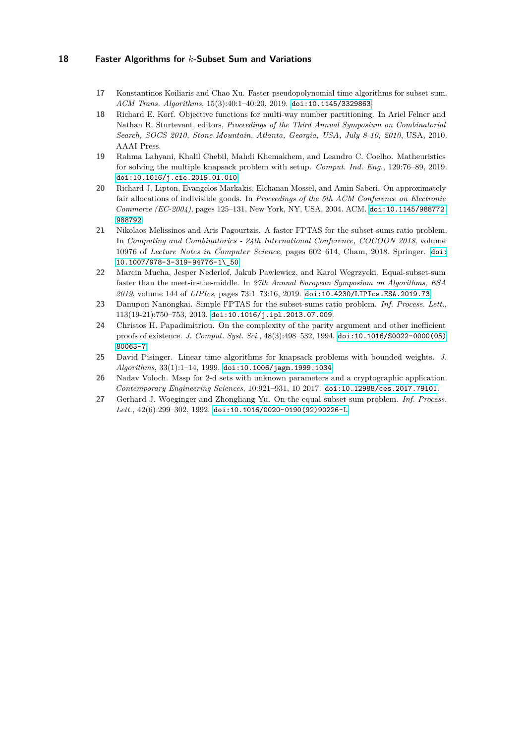17 Konstantinos Koiliaris and Chao Xu. Faster pseudopolynomial time algorithms for subset sum. *ACM Trans. Algorithms*, 15(3):40:1–40:20, 2019. doi:10.1145/3329863.

18 Richard E. Korf. Objective functions for multi-way number partitioning. In Ariel Felner and Nathan R. Sturtevant, editors, *Proceedings of the Third Annual Symposium on Combinatorial Search, SOCS 2010, Stone Mountain, Atlanta, Georgia, USA, July 8-10, 2010*, USA, 2010. AAAI Press.

19 Rahma Lahyani, Khalil Chebil, Mahdi Khemakhem, and Leandro C. Coelho. Matheuristics for solving the multiple knapsack problem with setup. *Comput. Ind. Eng.*, 129:76–89, 2019. doi:10.1016/j.cie.2019.01.010.

20 Richard J. Lipton, Evangelos Markakis, Elchanan Mossel, and Amin Saberi. On approximately fair allocations of indivisible goods. In *Proceedings of the 5th ACM Conference on Electronic Commerce (EC-2004)*, pages 125–131, New York, NY, USA, 2004. ACM. doi:10.1145/988772.988792.

21 Nikolaos Melissinos and Aris Pagourtzis. A faster FPTAS for the subset-sums ratio problem. In *Computing and Combinatorics - 24th International Conference, COCOON 2018*, volume 10976 of *Lecture Notes in Computer Science*, pages 602–614, Cham, 2018. Springer. doi:10.1007/978-3-319-94776-1\_50.

22 Marcin Mucha, Jesper Nederlof, Jakub Pawlewicz, and Karol Wegrzycki. Equal-subset-sum faster than the meet-in-the-middle. In *27th Annual European Symposium on Algorithms, ESA 2019*, volume 144 of *LIPIcs*, pages 73:1–73:16, 2019. doi:10.4230/LIPIcs.ESA.2019.73.

23 Danupon Nanongkai. Simple FPTAS for the subset-sums ratio problem. *Inf. Process. Lett.*, 113(19-21):750–753, 2013. doi:10.1016/j.ipl.2013.07.009.

24 Christos H. Papadimitriou. On the complexity of the parity argument and other inefficient proofs of existence. *J. Comput. Syst. Sci.*, 48(3):498–532, 1994. doi:10.1016/S0022-0000(05)80063-7.

25 David Pisinger. Linear time algorithms for knapsack problems with bounded weights. *J. Algorithms*, 33(1):1–14, 1999. doi:10.1006/jagm.1999.1034.

26 Nadav Voloch. Mssp for 2-d sets with unknown parameters and a cryptographic application. *Contemporary Engineering Sciences*, 10:921–931, 10 2017. doi:10.12988/ces.2017.79101.

27 Gerhard J. Woeginger and Zhongliang Yu. On the equal-subset-sum problem. *Inf. Process. Lett.*, 42(6):299–302, 1992. doi:10.1016/0020-0190(92)90226-L.